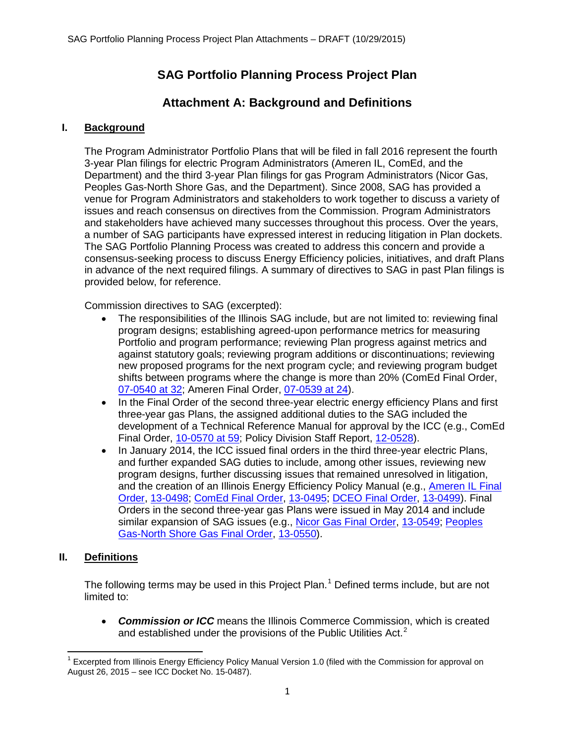# SAG Portfolio Planning Process Project Plan

## Attachment A: Background and Definitions

### I. Background

The Program Administrator Portfolio Plans that will be filed in fall 2016 represent the fourth 3-year Plan filings for electric Program Administrators (Ameren IL, ComEd, and the Department) and the third 3-year Plan filings for gas Program Administrators (Nicor Gas, Peoples Gas-North Shore Gas, and the Department). Since 2008, SAG has provided a venue for Program Administrators and stakeholders to work together to discuss a variety of issues and reach consensus on directives from the Commission. Program Administrators and stakeholders have achieved many successes throughout this process. Over the years, a number of SAG participants have expressed interest in reducing litigation in Plan dockets. The SAG Portfolio Planning Process was created to address this concern and provide a consensus-seeking process to discuss Energy Efficiency policies, initiatives, and draft Plans in advance of the next required filings. A summary of directives to SAG in past Plan filings is provided below, for reference.

Commission directives to SAG (excerpted):

- The responsibilities of the Illinois SAG include, but are not limited to: reviewing final program designs; establishing agreed-upon performance metrics for measuring Portfolio and program performance; reviewing Plan progress against metrics and against statutory goals; reviewing program additions or discontinuations; reviewing new proposed programs for the next program cycle; and reviewing program budget shifts between programs where the change is more than 20% (ComEd Final Order, 07-0540 at 32; Ameren Final Order, 07-0539 at 24).
- In the Final Order of the second three-year electric energy efficiency Plans and first three-year gas Plans, the assigned additional duties to the SAG included the development of a Technical Reference Manual for approval by the ICC (e.g., ComEd Final Order, 10-0570 at 59; Policy Division Staff Report, 12-0528).
- In January 2014, the ICC issued final orders in the third three-year electric Plans, and further expanded SAG duties to include, among other issues, reviewing new program designs, further discussing issues that remained unresolved in litigation, and the creation of an Illinois Energy Efficiency Policy Manual (e.g., Ameren IL Final Order, 13-0498; ComEd Final Order, 13-0495; DCEO Final Order, 13-0499). Final Orders in the second three-year gas Plans were issued in May 2014 and include similar expansion of SAG issues (e.g., Nicor Gas Final Order, 13-0549; Peoples Gas-North Shore Gas Final Order, 13-0550).

### II. Definitions

The following terms may be used in this Project Plan.[1] Defined terms include, but are not limited to:

- ***Commission or ICC*** means the Illinois Commerce Commission, which is created and established under the provisions of the Public Utilities Act.[2]

---

[1] Excerpted from Illinois Energy Efficiency Policy Manual Version 1.0 (filed with the Commission for approval on August 26, 2015 – see ICC Docket No. 15-0487).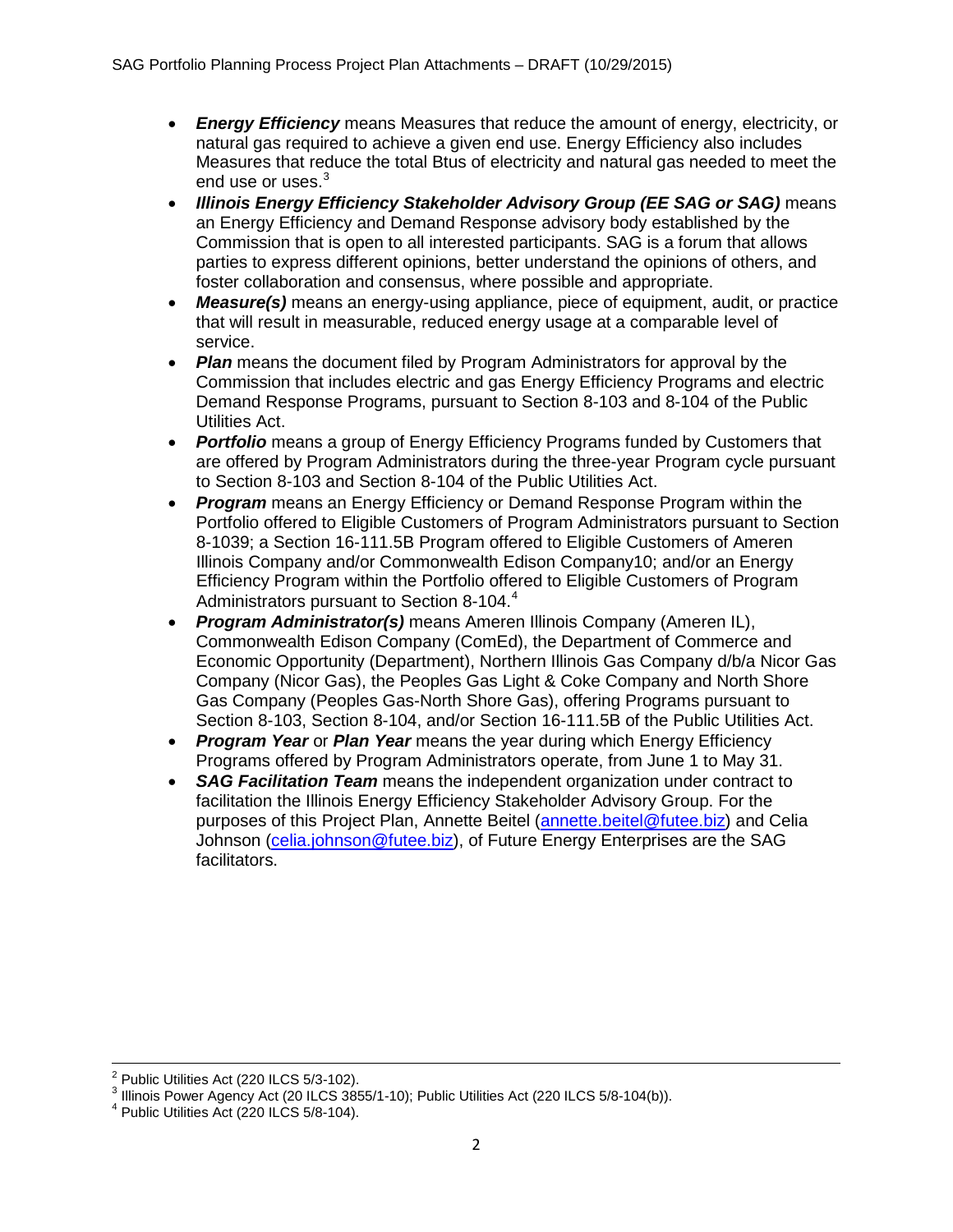- ***Energy Efficiency*** means Measures that reduce the amount of energy, electricity, or natural gas required to achieve a given end use. Energy Efficiency also includes Measures that reduce the total Btus of electricity and natural gas needed to meet the end use or uses.[3]
- ***Illinois Energy Efficiency Stakeholder Advisory Group (EE SAG or SAG)*** means an Energy Efficiency and Demand Response advisory body established by the Commission that is open to all interested participants. SAG is a forum that allows parties to express different opinions, better understand the opinions of others, and foster collaboration and consensus, where possible and appropriate.
- ***Measure(s)*** means an energy-using appliance, piece of equipment, audit, or practice that will result in measurable, reduced energy usage at a comparable level of service.
- ***Plan*** means the document filed by Program Administrators for approval by the Commission that includes electric and gas Energy Efficiency Programs and electric Demand Response Programs, pursuant to Section 8-103 and 8-104 of the Public Utilities Act.
- ***Portfolio*** means a group of Energy Efficiency Programs funded by Customers that are offered by Program Administrators during the three-year Program cycle pursuant to Section 8-103 and Section 8-104 of the Public Utilities Act.
- ***Program*** means an Energy Efficiency or Demand Response Program within the Portfolio offered to Eligible Customers of Program Administrators pursuant to Section 8-1039; a Section 16-111.5B Program offered to Eligible Customers of Ameren Illinois Company and/or Commonwealth Edison Company10; and/or an Energy Efficiency Program within the Portfolio offered to Eligible Customers of Program Administrators pursuant to Section 8-104.[4]
- ***Program Administrator(s)*** means Ameren Illinois Company (Ameren IL), Commonwealth Edison Company (ComEd), the Department of Commerce and Economic Opportunity (Department), Northern Illinois Gas Company d/b/a Nicor Gas Company (Nicor Gas), the Peoples Gas Light & Coke Company and North Shore Gas Company (Peoples Gas-North Shore Gas), offering Programs pursuant to Section 8-103, Section 8-104, and/or Section 16-111.5B of the Public Utilities Act.
- ***Program Year*** or ***Plan Year*** means the year during which Energy Efficiency Programs offered by Program Administrators operate, from June 1 to May 31.
- ***SAG Facilitation Team*** means the independent organization under contract to facilitation the Illinois Energy Efficiency Stakeholder Advisory Group. For the purposes of this Project Plan, Annette Beitel (annette.beitel@futee.biz) and Celia Johnson (celia.johnson@futee.biz), of Future Energy Enterprises are the SAG facilitators.

---

[2] Public Utilities Act (220 ILCS 5/3-102).

[3] Illinois Power Agency Act (20 ILCS 3855/1-10); Public Utilities Act (220 ILCS 5/8-104(b)).

[4] Public Utilities Act (220 ILCS 5/8-104).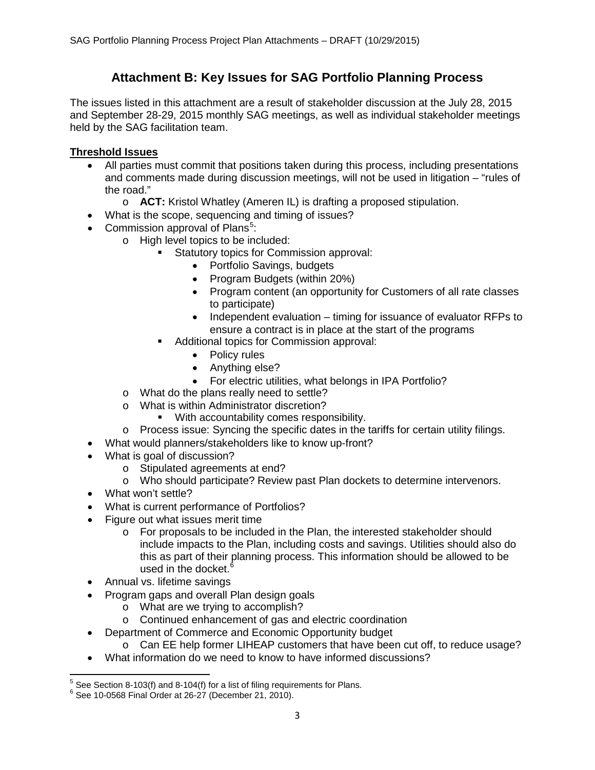## Attachment B: Key Issues for SAG Portfolio Planning Process

The issues listed in this attachment are a result of stakeholder discussion at the July 28, 2015 and September 28-29, 2015 monthly SAG meetings, as well as individual stakeholder meetings held by the SAG facilitation team.

**Threshold Issues**

- All parties must commit that positions taken during this process, including presentations and comments made during discussion meetings, will not be used in litigation – "rules of the road."
  - **ACT:** Kristol Whatley (Ameren IL) is drafting a proposed stipulation.
- What is the scope, sequencing and timing of issues?
- Commission approval of Plans[5]:
  - High level topics to be included:
    - Statutory topics for Commission approval:
      - Portfolio Savings, budgets
      - Program Budgets (within 20%)
      - Program content (an opportunity for Customers of all rate classes to participate)
      - Independent evaluation – timing for issuance of evaluator RFPs to ensure a contract is in place at the start of the programs
    - Additional topics for Commission approval:
      - Policy rules
      - Anything else?
      - For electric utilities, what belongs in IPA Portfolio?
  - What do the plans really need to settle?
  - What is within Administrator discretion?
    - With accountability comes responsibility.
  - Process issue: Syncing the specific dates in the tariffs for certain utility filings.
- What would planners/stakeholders like to know up-front?
- What is goal of discussion?
  - Stipulated agreements at end?
  - Who should participate? Review past Plan dockets to determine intervenors.
- What won't settle?
- What is current performance of Portfolios?
- Figure out what issues merit time
  - For proposals to be included in the Plan, the interested stakeholder should include impacts to the Plan, including costs and savings. Utilities should also do this as part of their planning process. This information should be allowed to be used in the docket.[6]
- Annual vs. lifetime savings
- Program gaps and overall Plan design goals
  - What are we trying to accomplish?
  - Continued enhancement of gas and electric coordination
- Department of Commerce and Economic Opportunity budget
  - Can EE help former LIHEAP customers that have been cut off, to reduce usage?
- What information do we need to know to have informed discussions?

---

[5] See Section 8-103(f) and 8-104(f) for a list of filing requirements for Plans.

[6] See 10-0568 Final Order at 26-27 (December 21, 2010).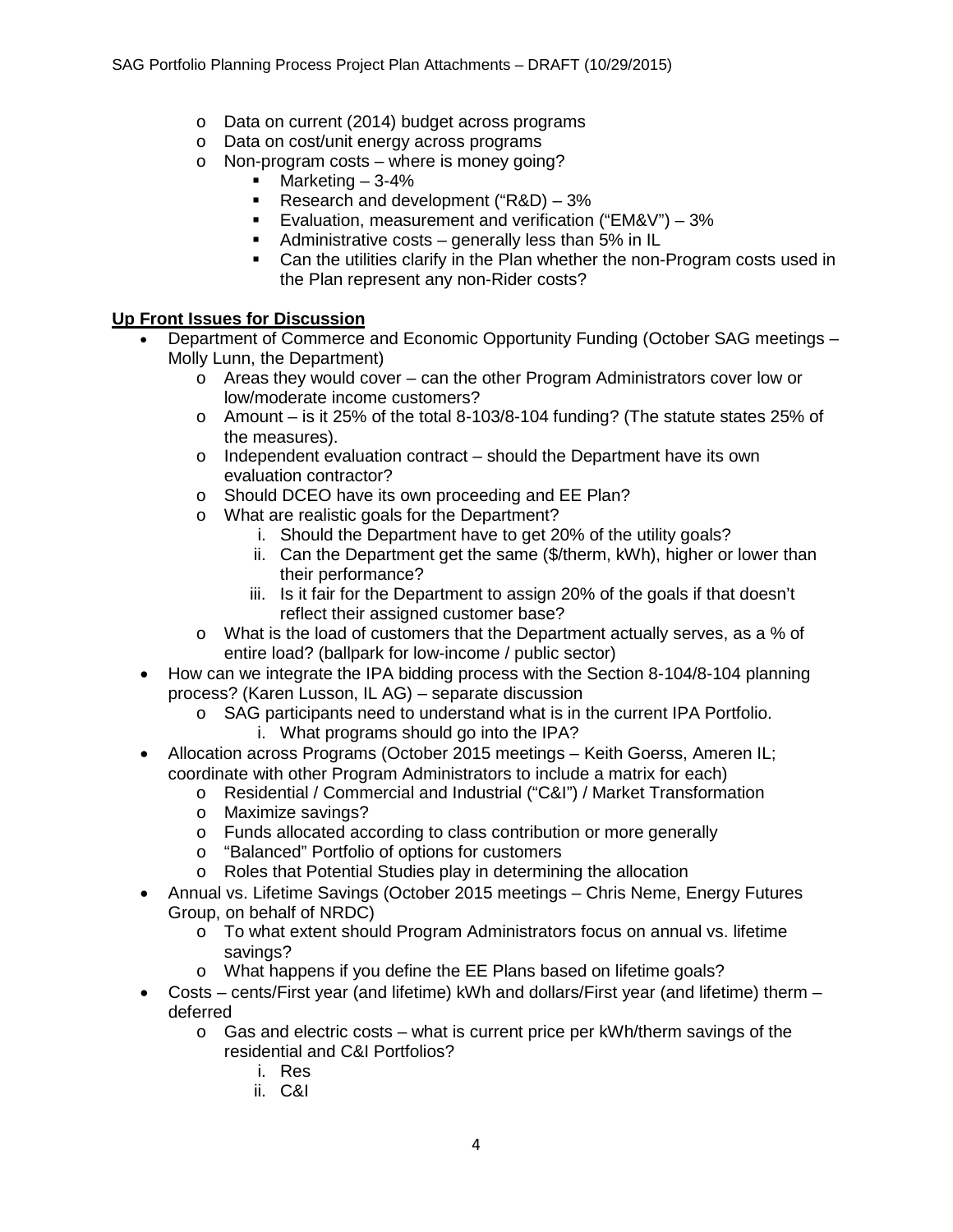- Data on current (2014) budget across programs
- Data on cost/unit energy across programs
- Non-program costs – where is money going?
  - Marketing – 3-4%
  - Research and development ("R&D) – 3%
  - Evaluation, measurement and verification ("EM&V") – 3%
  - Administrative costs – generally less than 5% in IL
  - Can the utilities clarify in the Plan whether the non-Program costs used in the Plan represent any non-Rider costs?

**Up Front Issues for Discussion**

- Department of Commerce and Economic Opportunity Funding (October SAG meetings – Molly Lunn, the Department)
  - Areas they would cover – can the other Program Administrators cover low or low/moderate income customers?
  - Amount – is it 25% of the total 8-103/8-104 funding? (The statute states 25% of the measures).
  - Independent evaluation contract – should the Department have its own evaluation contractor?
  - Should DCEO have its own proceeding and EE Plan?
  - What are realistic goals for the Department?
    1. Should the Department have to get 20% of the utility goals?
    2. Can the Department get the same ($/therm, kWh), higher or lower than their performance?
    3. Is it fair for the Department to assign 20% of the goals if that doesn't reflect their assigned customer base?
  - What is the load of customers that the Department actually serves, as a % of entire load? (ballpark for low-income / public sector)
- How can we integrate the IPA bidding process with the Section 8-104/8-104 planning process? (Karen Lusson, IL AG) – separate discussion
  - SAG participants need to understand what is in the current IPA Portfolio.
    1. What programs should go into the IPA?
- Allocation across Programs (October 2015 meetings – Keith Goerss, Ameren IL; coordinate with other Program Administrators to include a matrix for each)
  - Residential / Commercial and Industrial ("C&I") / Market Transformation
  - Maximize savings?
  - Funds allocated according to class contribution or more generally
  - "Balanced" Portfolio of options for customers
  - Roles that Potential Studies play in determining the allocation
- Annual vs. Lifetime Savings (October 2015 meetings – Chris Neme, Energy Futures Group, on behalf of NRDC)
  - To what extent should Program Administrators focus on annual vs. lifetime savings?
  - What happens if you define the EE Plans based on lifetime goals?
- Costs – cents/First year (and lifetime) kWh and dollars/First year (and lifetime) therm – deferred
  - Gas and electric costs – what is current price per kWh/therm savings of the residential and C&I Portfolios?
    1. Res
    2. C&I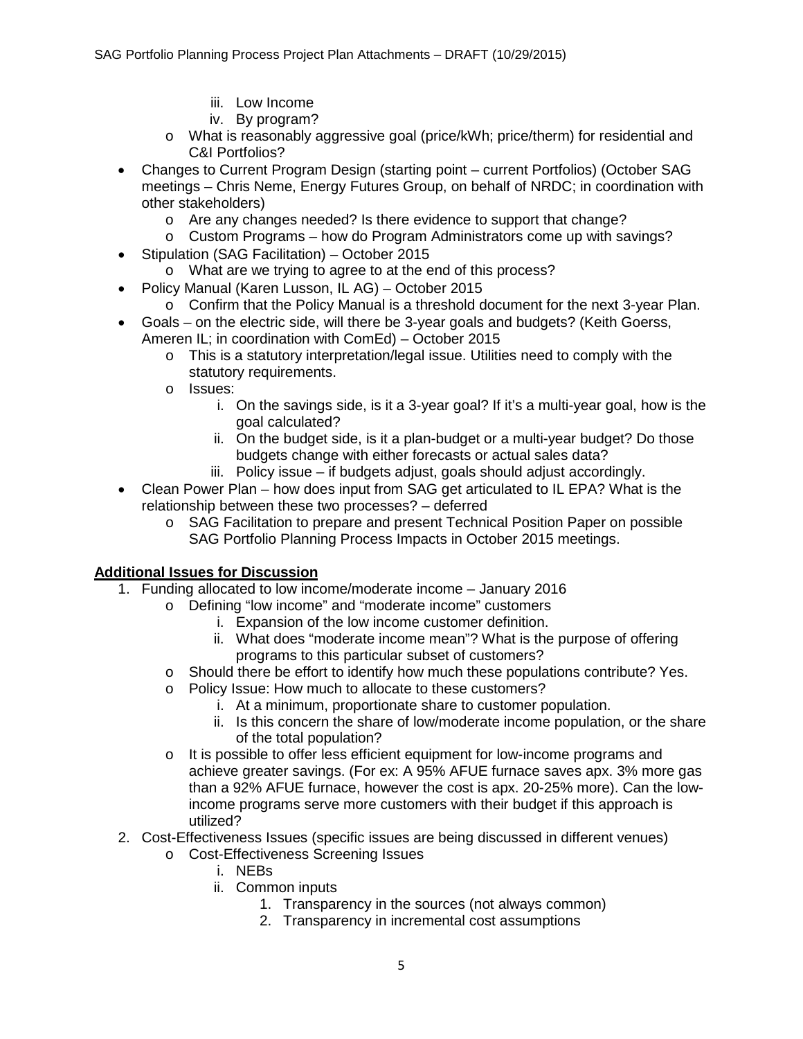- iii. Low Income
   - iv. By program?
  - What is reasonably aggressive goal (price/kWh; price/therm) for residential and C&I Portfolios?
- Changes to Current Program Design (starting point – current Portfolios) (October SAG meetings – Chris Neme, Energy Futures Group, on behalf of NRDC; in coordination with other stakeholders)
  - Are any changes needed? Is there evidence to support that change?
  - Custom Programs – how do Program Administrators come up with savings?
- Stipulation (SAG Facilitation) – October 2015
  - What are we trying to agree to at the end of this process?
- Policy Manual (Karen Lusson, IL AG) – October 2015
  - Confirm that the Policy Manual is a threshold document for the next 3-year Plan.
- Goals – on the electric side, will there be 3-year goals and budgets? (Keith Goerss, Ameren IL; in coordination with ComEd) – October 2015
  - This is a statutory interpretation/legal issue. Utilities need to comply with the statutory requirements.
  - Issues:
    - i. On the savings side, is it a 3-year goal? If it's a multi-year goal, how is the goal calculated?
    - ii. On the budget side, is it a plan-budget or a multi-year budget? Do those budgets change with either forecasts or actual sales data?
    - iii. Policy issue – if budgets adjust, goals should adjust accordingly.
- Clean Power Plan – how does input from SAG get articulated to IL EPA? What is the relationship between these two processes? – deferred
  - SAG Facilitation to prepare and present Technical Position Paper on possible SAG Portfolio Planning Process Impacts in October 2015 meetings.

**Additional Issues for Discussion**

1. Funding allocated to low income/moderate income – January 2016
   - Defining "low income" and "moderate income" customers
     - i. Expansion of the low income customer definition.
     - ii. What does "moderate income mean"? What is the purpose of offering programs to this particular subset of customers?
   - Should there be effort to identify how much these populations contribute? Yes.
   - Policy Issue: How much to allocate to these customers?
     - i. At a minimum, proportionate share to customer population.
     - ii. Is this concern the share of low/moderate income population, or the share of the total population?
   - It is possible to offer less efficient equipment for low-income programs and achieve greater savings. (For ex: A 95% AFUE furnace saves apx. 3% more gas than a 92% AFUE furnace, however the cost is apx. 20-25% more). Can the low-income programs serve more customers with their budget if this approach is utilized?
2. Cost-Effectiveness Issues (specific issues are being discussed in different venues)
   - Cost-Effectiveness Screening Issues
     - i. NEBs
     - ii. Common inputs
       1. Transparency in the sources (not always common)
       2. Transparency in incremental cost assumptions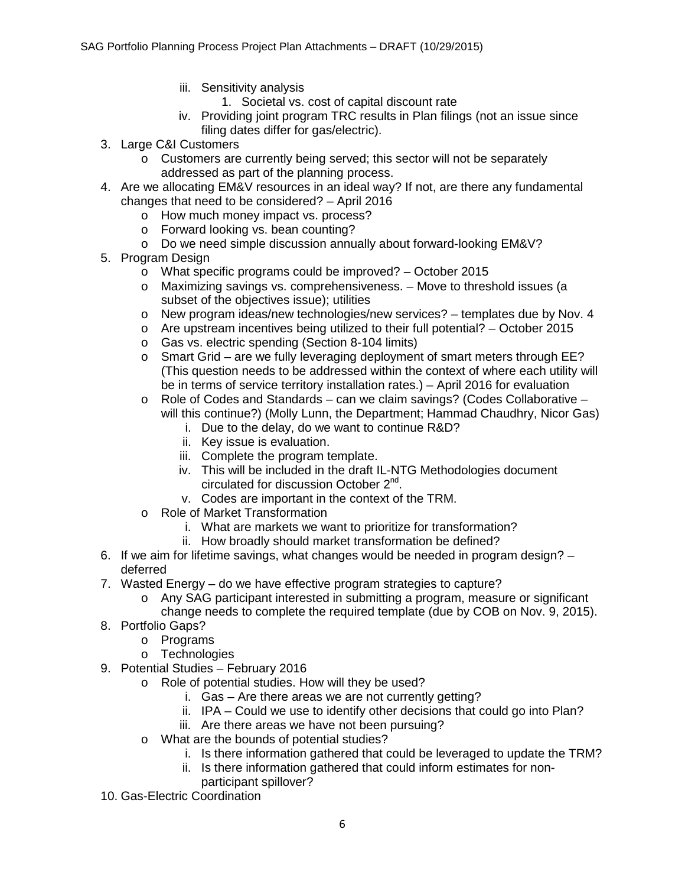iii. Sensitivity analysis
      1. Societal vs. cost of capital discount rate
   iv. Providing joint program TRC results in Plan filings (not an issue since filing dates differ for gas/electric).

3. Large C&I Customers
   - Customers are currently being served; this sector will not be separately addressed as part of the planning process.
4. Are we allocating EM&V resources in an ideal way? If not, are there any fundamental changes that need to be considered? – April 2016
   - How much money impact vs. process?
   - Forward looking vs. bean counting?
   - Do we need simple discussion annually about forward-looking EM&V?
5. Program Design
   - What specific programs could be improved? – October 2015
   - Maximizing savings vs. comprehensiveness. – Move to threshold issues (a subset of the objectives issue); utilities
   - New program ideas/new technologies/new services? – templates due by Nov. 4
   - Are upstream incentives being utilized to their full potential? – October 2015
   - Gas vs. electric spending (Section 8-104 limits)
   - Smart Grid – are we fully leveraging deployment of smart meters through EE? (This question needs to be addressed within the context of where each utility will be in terms of service territory installation rates.) – April 2016 for evaluation
   - Role of Codes and Standards – can we claim savings? (Codes Collaborative – will this continue?) (Molly Lunn, the Department; Hammad Chaudhry, Nicor Gas)
      i. Due to the delay, do we want to continue R&D?
      ii. Key issue is evaluation.
      iii. Complete the program template.
      iv. This will be included in the draft IL-NTG Methodologies document circulated for discussion October 2nd.
      v. Codes are important in the context of the TRM.
   - Role of Market Transformation
      i. What are markets we want to prioritize for transformation?
      ii. How broadly should market transformation be defined?
6. If we aim for lifetime savings, what changes would be needed in program design? – deferred
7. Wasted Energy – do we have effective program strategies to capture?
   - Any SAG participant interested in submitting a program, measure or significant change needs to complete the required template (due by COB on Nov. 9, 2015).
8. Portfolio Gaps?
   - Programs
   - Technologies
9. Potential Studies – February 2016
   - Role of potential studies. How will they be used?
      i. Gas – Are there areas we are not currently getting?
      ii. IPA – Could we use to identify other decisions that could go into Plan?
      iii. Are there areas we have not been pursuing?
   - What are the bounds of potential studies?
      i. Is there information gathered that could be leveraged to update the TRM?
      ii. Is there information gathered that could inform estimates for non-participant spillover?
10. Gas-Electric Coordination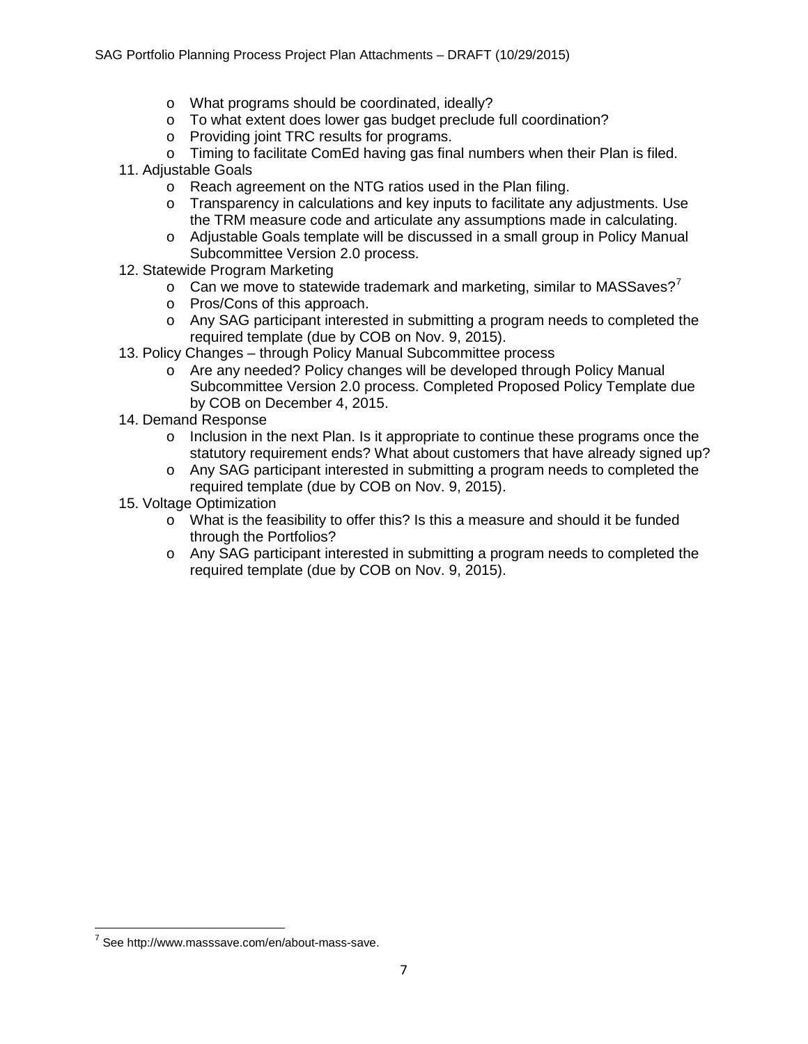- What programs should be coordinated, ideally?
   - To what extent does lower gas budget preclude full coordination?
   - Providing joint TRC results for programs.
   - Timing to facilitate ComEd having gas final numbers when their Plan is filed.
11. Adjustable Goals
   - Reach agreement on the NTG ratios used in the Plan filing.
   - Transparency in calculations and key inputs to facilitate any adjustments. Use the TRM measure code and articulate any assumptions made in calculating.
   - Adjustable Goals template will be discussed in a small group in Policy Manual Subcommittee Version 2.0 process.
12. Statewide Program Marketing
   - Can we move to statewide trademark and marketing, similar to MASSaves?[7]
   - Pros/Cons of this approach.
   - Any SAG participant interested in submitting a program needs to completed the required template (due by COB on Nov. 9, 2015).
13. Policy Changes – through Policy Manual Subcommittee process
   - Are any needed? Policy changes will be developed through Policy Manual Subcommittee Version 2.0 process. Completed Proposed Policy Template due by COB on December 4, 2015.
14. Demand Response
   - Inclusion in the next Plan. Is it appropriate to continue these programs once the statutory requirement ends? What about customers that have already signed up?
   - Any SAG participant interested in submitting a program needs to completed the required template (due by COB on Nov. 9, 2015).
15. Voltage Optimization
   - What is the feasibility to offer this? Is this a measure and should it be funded through the Portfolios?
   - Any SAG participant interested in submitting a program needs to completed the required template (due by COB on Nov. 9, 2015).

---

[7] See http://www.masssave.com/en/about-mass-save.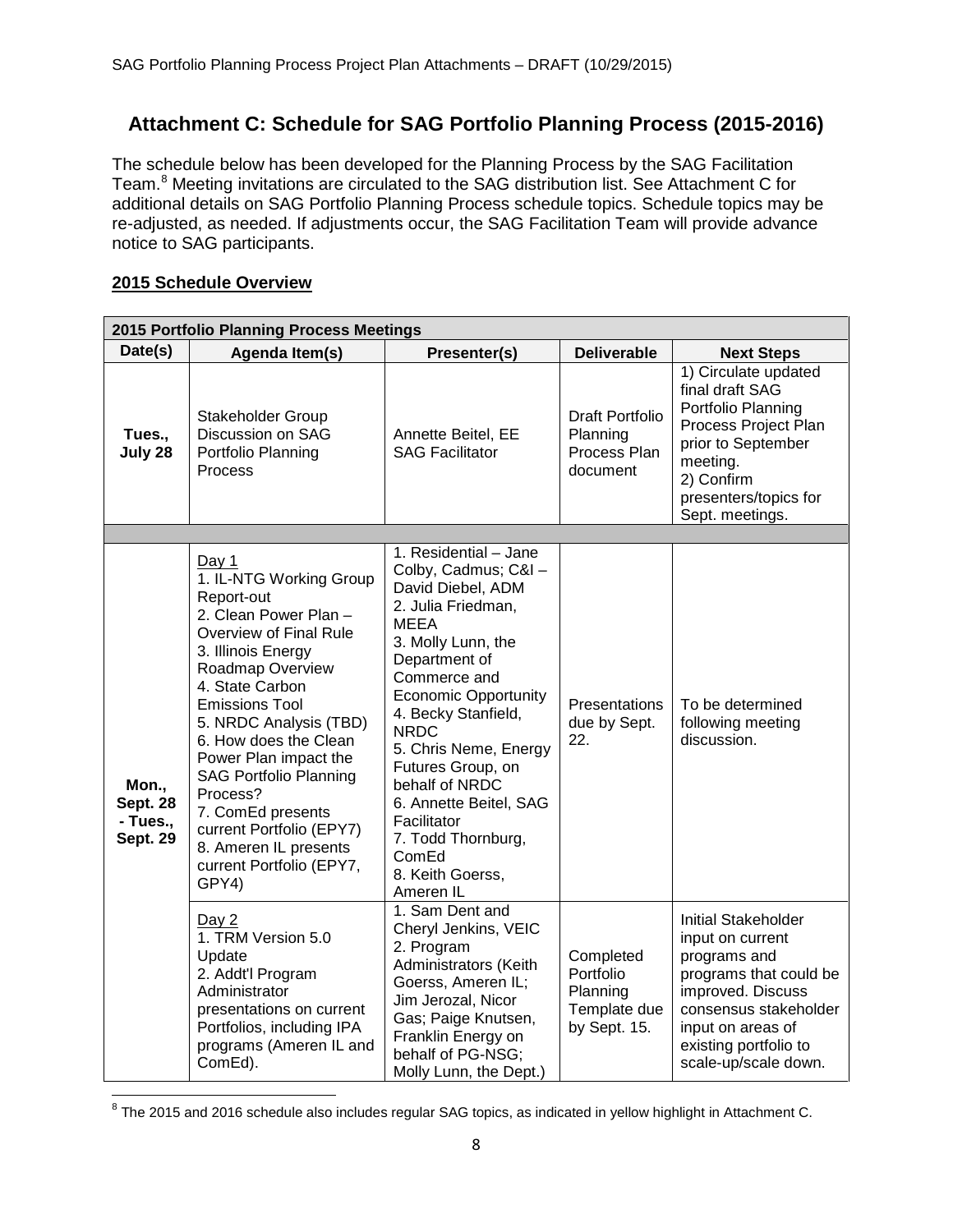## Attachment C: Schedule for SAG Portfolio Planning Process (2015-2016)

The schedule below has been developed for the Planning Process by the SAG Facilitation Team.[8] Meeting invitations are circulated to the SAG distribution list. See Attachment C for additional details on SAG Portfolio Planning Process schedule topics. Schedule topics may be re-adjusted, as needed. If adjustments occur, the SAG Facilitation Team will provide advance notice to SAG participants.

### 2015 Schedule Overview

| 2015 Portfolio Planning Process Meetings | | | | |
|---|---|---|---|---|
| **Date(s)** | **Agenda Item(s)** | **Presenter(s)** | **Deliverable** | **Next Steps** |
| **Tues., July 28** | Stakeholder Group Discussion on SAG Portfolio Planning Process | Annette Beitel, EE SAG Facilitator | Draft Portfolio Planning Process Plan document | 1) Circulate updated final draft SAG Portfolio Planning Process Project Plan prior to September meeting.<br>2) Confirm presenters/topics for Sept. meetings. |
| | | | | |
| **Mon., Sept. 28 - Tues., Sept. 29** | Day 1<br>1. IL-NTG Working Group Report-out<br>2. Clean Power Plan – Overview of Final Rule<br>3. Illinois Energy Roadmap Overview<br>4. State Carbon Emissions Tool<br>5. NRDC Analysis (TBD)<br>6. How does the Clean Power Plan impact the SAG Portfolio Planning Process?<br>7. ComEd presents current Portfolio (EPY7)<br>8. Ameren IL presents current Portfolio (EPY7, GPY4) | 1. Residential – Jane Colby, Cadmus; C&I – David Diebel, ADM<br>2. Julia Friedman, MEEA<br>3. Molly Lunn, the Department of Commerce and Economic Opportunity<br>4. Becky Stanfield, NRDC<br>5. Chris Neme, Energy Futures Group, on behalf of NRDC<br>6. Annette Beitel, SAG Facilitator<br>7. Todd Thornburg, ComEd<br>8. Keith Goerss, Ameren IL | Presentations due by Sept. 22. | To be determined following meeting discussion. |
| | Day 2<br>1. TRM Version 5.0 Update<br>2. Addt'l Program Administrator presentations on current Portfolios, including IPA programs (Ameren IL and ComEd). | 1. Sam Dent and Cheryl Jenkins, VEIC<br>2. Program Administrators (Keith Goerss, Ameren IL; Jim Jerozal, Nicor Gas; Paige Knutsen, Franklin Energy on behalf of PG-NSG; Molly Lunn, the Dept.) | Completed Portfolio Planning Template due by Sept. 15. | Initial Stakeholder input on current programs and programs that could be improved. Discuss consensus stakeholder input on areas of existing portfolio to scale-up/scale down. |

[8] The 2015 and 2016 schedule also includes regular SAG topics, as indicated in yellow highlight in Attachment C.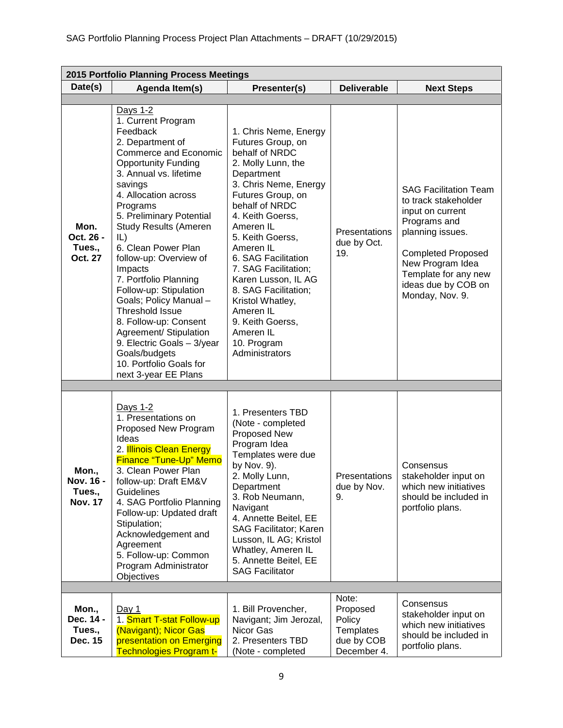| 2015 Portfolio Planning Process Meetings | | | | |
|---|---|---|---|---|
| **Date(s)** | **Agenda Item(s)** | **Presenter(s)** | **Deliverable** | **Next Steps** |
| | | | | |
| **Mon. Oct. 26 - Tues., Oct. 27** | Days 1-2<br>1. Current Program Feedback<br>2. Department of Commerce and Economic Opportunity Funding<br>3. Annual vs. lifetime savings<br>4. Allocation across Programs<br>5. Preliminary Potential Study Results (Ameren IL)<br>6. Clean Power Plan follow-up: Overview of Impacts<br>7. Portfolio Planning Follow-up: Stipulation Goals; Policy Manual – Threshold Issue<br>8. Follow-up: Consent Agreement/ Stipulation<br>9. Electric Goals – 3/year Goals/budgets<br>10. Portfolio Goals for next 3-year EE Plans | 1. Chris Neme, Energy Futures Group, on behalf of NRDC<br>2. Molly Lunn, the Department<br>3. Chris Neme, Energy Futures Group, on behalf of NRDC<br>4. Keith Goerss, Ameren IL<br>5. Keith Goerss, Ameren IL<br>6. SAG Facilitation<br>7. SAG Facilitation; Karen Lusson, IL AG<br>8. SAG Facilitation; Kristol Whatley, Ameren IL<br>9. Keith Goerss, Ameren IL<br>10. Program Administrators | Presentations due by Oct. 19. | SAG Facilitation Team to track stakeholder input on current Programs and planning issues.<br><br>Completed Proposed New Program Idea Template for any new ideas due by COB on Monday, Nov. 9. |
| | | | | |
| **Mon., Nov. 16 - Tues., Nov. 17** | Days 1-2<br>1. Presentations on Proposed New Program Ideas<br>2. Illinois Clean Energy Finance "Tune-Up" Memo<br>3. Clean Power Plan follow-up: Draft EM&V Guidelines<br>4. SAG Portfolio Planning Follow-up: Updated draft Stipulation; Acknowledgement and Agreement<br>5. Follow-up: Common Program Administrator Objectives | 1. Presenters TBD (Note - completed Proposed New Program Idea Templates were due by Nov. 9).<br>2. Molly Lunn, Department<br>3. Rob Neumann, Navigant<br>4. Annette Beitel, EE SAG Facilitator; Karen Lusson, IL AG; Kristol Whatley, Ameren IL<br>5. Annette Beitel, EE SAG Facilitator | Presentations due by Nov. 9. | Consensus stakeholder input on which new initiatives should be included in portfolio plans. |
| | | | | |
| **Mon., Dec. 14 - Tues., Dec. 15** | Day 1<br>1. Smart T-stat Follow-up (Navigant); Nicor Gas presentation on Emerging Technologies Program t- | 1. Bill Provencher, Navigant; Jim Jerozal, Nicor Gas<br>2. Presenters TBD (Note - completed | Note: Proposed Policy Templates due by COB December 4. | Consensus stakeholder input on which new initiatives should be included in portfolio plans. |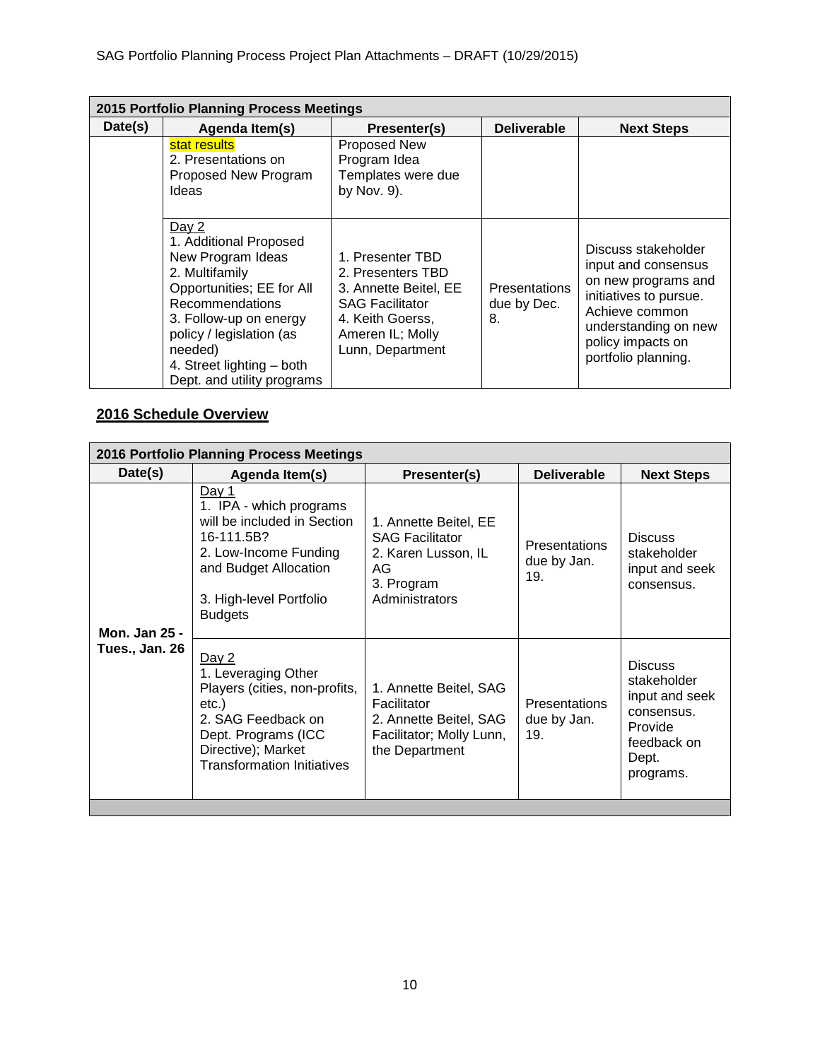| 2015 Portfolio Planning Process Meetings | | | | |
|---|---|---|---|---|
| **Date(s)** | **Agenda Item(s)** | **Presenter(s)** | **Deliverable** | **Next Steps** |
| | stat results<br>2. Presentations on Proposed New Program Ideas | Proposed New Program Idea Templates were due by Nov. 9). | | |
| | Day 2<br>1. Additional Proposed New Program Ideas<br>2. Multifamily Opportunities; EE for All Recommendations<br>3. Follow-up on energy policy / legislation (as needed)<br>4. Street lighting – both Dept. and utility programs | 1. Presenter TBD<br>2. Presenters TBD<br>3. Annette Beitel, EE SAG Facilitator<br>4. Keith Goerss, Ameren IL; Molly Lunn, Department | Presentations due by Dec. 8. | Discuss stakeholder input and consensus on new programs and initiatives to pursue. Achieve common understanding on new policy impacts on portfolio planning. |

## 2016 Schedule Overview

| 2016 Portfolio Planning Process Meetings | | | | |
|---|---|---|---|---|
| **Date(s)** | **Agenda Item(s)** | **Presenter(s)** | **Deliverable** | **Next Steps** |
| **Mon. Jan 25 - Tues., Jan. 26** | Day 1<br>1. IPA - which programs will be included in Section 16-111.5B?<br>2. Low-Income Funding and Budget Allocation<br>3. High-level Portfolio Budgets | 1. Annette Beitel, EE SAG Facilitator<br>2. Karen Lusson, IL AG<br>3. Program Administrators | Presentations due by Jan. 19. | Discuss stakeholder input and seek consensus. |
| | Day 2<br>1. Leveraging Other Players (cities, non-profits, etc.)<br>2. SAG Feedback on Dept. Programs (ICC Directive); Market Transformation Initiatives | 1. Annette Beitel, SAG Facilitator<br>2. Annette Beitel, SAG Facilitator; Molly Lunn, the Department | Presentations due by Jan. 19. | Discuss stakeholder input and seek consensus. Provide feedback on Dept. programs. |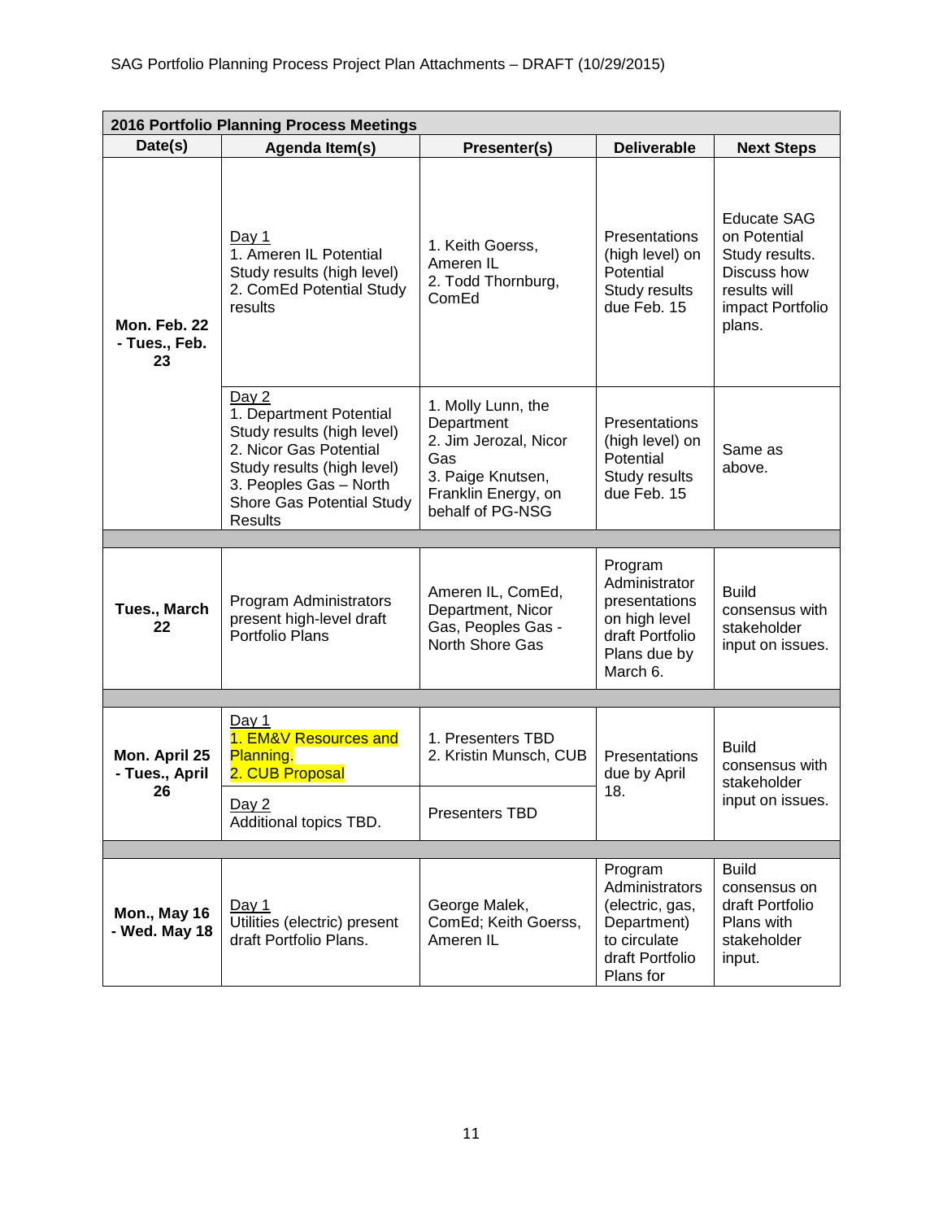| 2016 Portfolio Planning Process Meetings | | | | |
|---|---|---|---|---|
| **Date(s)** | **Agenda Item(s)** | **Presenter(s)** | **Deliverable** | **Next Steps** |
| **Mon. Feb. 22 - Tues., Feb. 23** | Day 1<br>1. Ameren IL Potential Study results (high level)<br>2. ComEd Potential Study results | 1. Keith Goerss, Ameren IL<br>2. Todd Thornburg, ComEd | Presentations (high level) on Potential Study results due Feb. 15 | Educate SAG on Potential Study results. Discuss how results will impact Portfolio plans. |
| | Day 2<br>1. Department Potential Study results (high level)<br>2. Nicor Gas Potential Study results (high level)<br>3. Peoples Gas – North Shore Gas Potential Study Results | 1. Molly Lunn, the Department<br>2. Jim Jerozal, Nicor Gas<br>3. Paige Knutsen, Franklin Energy, on behalf of PG-NSG | Presentations (high level) on Potential Study results due Feb. 15 | Same as above. |
| | | | | |
| **Tues., March 22** | Program Administrators present high-level draft Portfolio Plans | Ameren IL, ComEd, Department, Nicor Gas, Peoples Gas - North Shore Gas | Program Administrator presentations on high level draft Portfolio Plans due by March 6. | Build consensus with stakeholder input on issues. |
| | | | | |
| **Mon. April 25 - Tues., April 26** | Day 1<br>1. EM&V Resources and Planning.<br>2. CUB Proposal | 1. Presenters TBD<br>2. Kristin Munsch, CUB | Presentations due by April 18. | Build consensus with stakeholder input on issues. |
| | Day 2<br>Additional topics TBD. | Presenters TBD | | |
| | | | | |
| **Mon., May 16 - Wed. May 18** | Day 1<br>Utilities (electric) present draft Portfolio Plans. | George Malek, ComEd; Keith Goerss, Ameren IL | Program Administrators (electric, gas, Department) to circulate draft Portfolio Plans for | Build consensus on draft Portfolio Plans with stakeholder input. |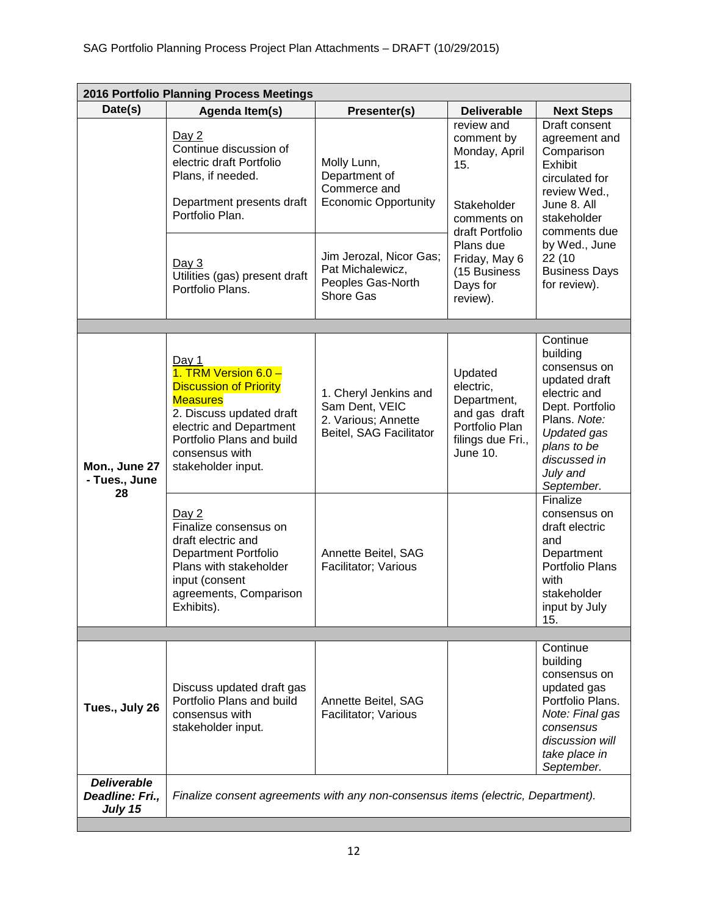| 2016 Portfolio Planning Process Meetings | | | | |
|---|---|---|---|---|
| **Date(s)** | **Agenda Item(s)** | **Presenter(s)** | **Deliverable** | **Next Steps** |
| | Day 2<br>Continue discussion of electric draft Portfolio Plans, if needed.<br><br>Department presents draft Portfolio Plan. | Molly Lunn, Department of Commerce and Economic Opportunity | review and comment by Monday, April 15.<br><br>Stakeholder comments on draft Portfolio Plans due Friday, May 6 (15 Business Days for review). | Draft consent agreement and Comparison Exhibit circulated for review Wed., June 8. All stakeholder comments due by Wed., June 22 (10 Business Days for review). |
| | Day 3<br>Utilities (gas) present draft Portfolio Plans. | Jim Jerozal, Nicor Gas; Pat Michalewicz, Peoples Gas-North Shore Gas | | |
| | | | | |
| **Mon., June 27 - Tues., June 28** | Day 1<br>1. TRM Version 6.0 – Discussion of Priority Measures<br>2. Discuss updated draft electric and Department Portfolio Plans and build consensus with stakeholder input. | 1. Cheryl Jenkins and Sam Dent, VEIC<br>2. Various; Annette Beitel, SAG Facilitator | Updated electric, Department, and gas draft Portfolio Plan filings due Fri., June 10. | Continue building consensus on updated draft electric and Dept. Portfolio Plans. *Note: Updated gas plans to be discussed in July and September.* |
| | Day 2<br>Finalize consensus on draft electric and Department Portfolio Plans with stakeholder input (consent agreements, Comparison Exhibits). | Annette Beitel, SAG Facilitator; Various | | Finalize consensus on draft electric and Department Portfolio Plans with stakeholder input by July 15. |
| | | | | |
| **Tues., July 26** | Discuss updated draft gas Portfolio Plans and build consensus with stakeholder input. | Annette Beitel, SAG Facilitator; Various | | Continue building consensus on updated gas Portfolio Plans. *Note: Final gas consensus discussion will take place in September.* |
| ***Deliverable Deadline: Fri., July 15*** | *Finalize consent agreements with any non-consensus items (electric, Department).* | | | |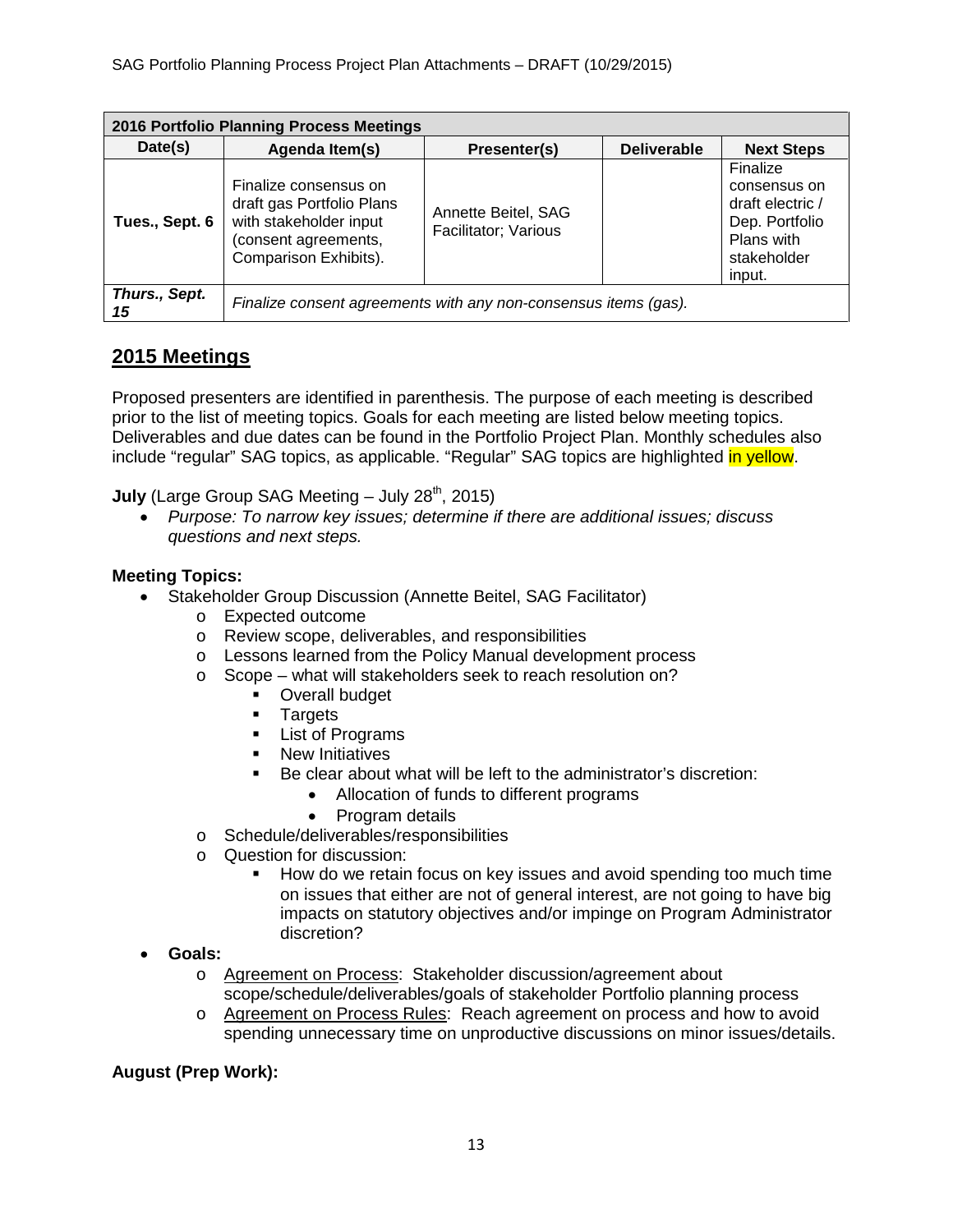| 2016 Portfolio Planning Process Meetings | | | | |
|---|---|---|---|---|
| **Date(s)** | **Agenda Item(s)** | **Presenter(s)** | **Deliverable** | **Next Steps** |
| **Tues., Sept. 6** | Finalize consensus on draft gas Portfolio Plans with stakeholder input (consent agreements, Comparison Exhibits). | Annette Beitel, SAG Facilitator; Various | | Finalize consensus on draft electric / Dep. Portfolio Plans with stakeholder input. |
| ***Thurs., Sept. 15*** | *Finalize consent agreements with any non-consensus items (gas).* | | | |

## 2015 Meetings

Proposed presenters are identified in parenthesis. The purpose of each meeting is described prior to the list of meeting topics. Goals for each meeting are listed below meeting topics. Deliverables and due dates can be found in the Portfolio Project Plan. Monthly schedules also include "regular" SAG topics, as applicable. "Regular" SAG topics are highlighted in yellow.

**July** (Large Group SAG Meeting – July 28th, 2015)

- *Purpose: To narrow key issues; determine if there are additional issues; discuss questions and next steps.*

**Meeting Topics:**

- Stakeholder Group Discussion (Annette Beitel, SAG Facilitator)
  - Expected outcome
  - Review scope, deliverables, and responsibilities
  - Lessons learned from the Policy Manual development process
  - Scope – what will stakeholders seek to reach resolution on?
    - Overall budget
    - Targets
    - List of Programs
    - New Initiatives
    - Be clear about what will be left to the administrator's discretion:
      - Allocation of funds to different programs
      - Program details
  - Schedule/deliverables/responsibilities
  - Question for discussion:
    - How do we retain focus on key issues and avoid spending too much time on issues that either are not of general interest, are not going to have big impacts on statutory objectives and/or impinge on Program Administrator discretion?
- **Goals:**
  - Agreement on Process: Stakeholder discussion/agreement about scope/schedule/deliverables/goals of stakeholder Portfolio planning process
  - Agreement on Process Rules: Reach agreement on process and how to avoid spending unnecessary time on unproductive discussions on minor issues/details.

**August (Prep Work):**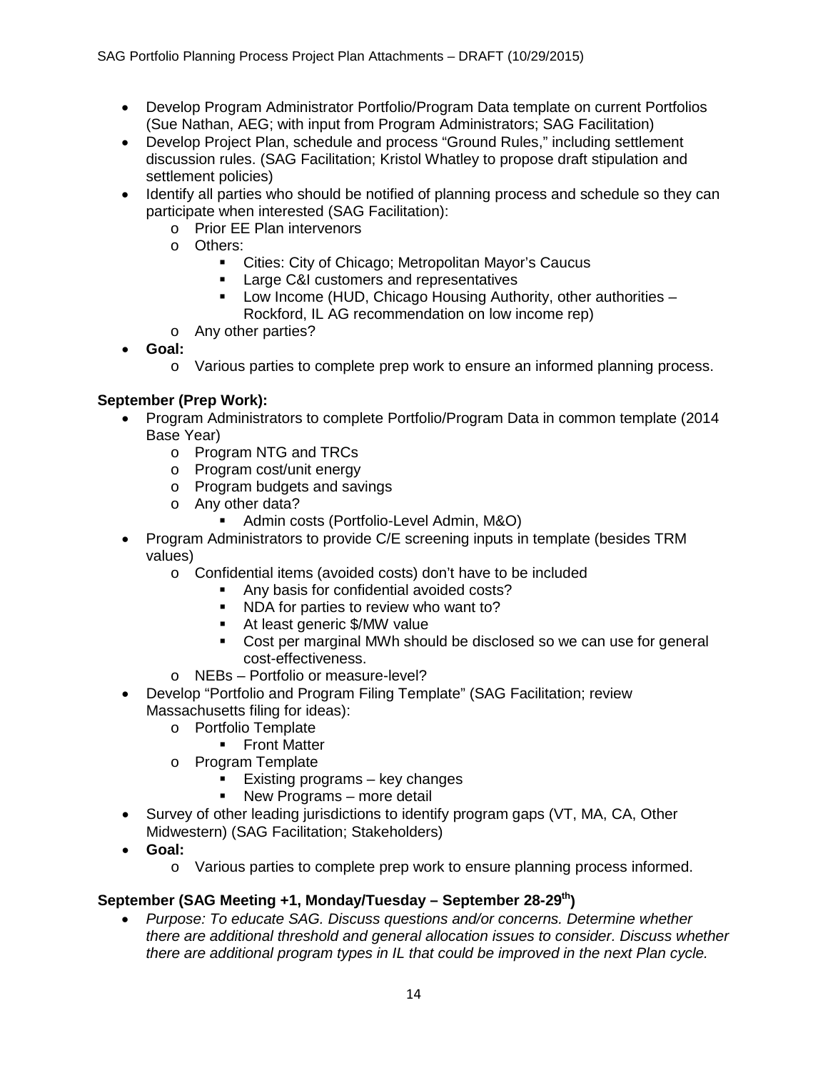- Develop Program Administrator Portfolio/Program Data template on current Portfolios (Sue Nathan, AEG; with input from Program Administrators; SAG Facilitation)
- Develop Project Plan, schedule and process "Ground Rules," including settlement discussion rules. (SAG Facilitation; Kristol Whatley to propose draft stipulation and settlement policies)
- Identify all parties who should be notified of planning process and schedule so they can participate when interested (SAG Facilitation):
    - Prior EE Plan intervenors
    - Others:
        - Cities: City of Chicago; Metropolitan Mayor's Caucus
        - Large C&I customers and representatives
        - Low Income (HUD, Chicago Housing Authority, other authorities – Rockford, IL AG recommendation on low income rep)
    - Any other parties?
- **Goal:**
    - Various parties to complete prep work to ensure an informed planning process.

**September (Prep Work):**

- Program Administrators to complete Portfolio/Program Data in common template (2014 Base Year)
    - Program NTG and TRCs
    - Program cost/unit energy
    - Program budgets and savings
    - Any other data?
        - Admin costs (Portfolio-Level Admin, M&O)
- Program Administrators to provide C/E screening inputs in template (besides TRM values)
    - Confidential items (avoided costs) don't have to be included
        - Any basis for confidential avoided costs?
        - NDA for parties to review who want to?
        - At least generic $/MW value
        - Cost per marginal MWh should be disclosed so we can use for general cost-effectiveness.
    - NEBs – Portfolio or measure-level?
- Develop "Portfolio and Program Filing Template" (SAG Facilitation; review Massachusetts filing for ideas):
    - Portfolio Template
        - Front Matter
    - Program Template
        - Existing programs – key changes
        - New Programs – more detail
- Survey of other leading jurisdictions to identify program gaps (VT, MA, CA, Other Midwestern) (SAG Facilitation; Stakeholders)
- **Goal:**
    - Various parties to complete prep work to ensure planning process informed.

**September (SAG Meeting +1, Monday/Tuesday – September 28-29th)**

- *Purpose: To educate SAG. Discuss questions and/or concerns. Determine whether there are additional threshold and general allocation issues to consider. Discuss whether there are additional program types in IL that could be improved in the next Plan cycle.*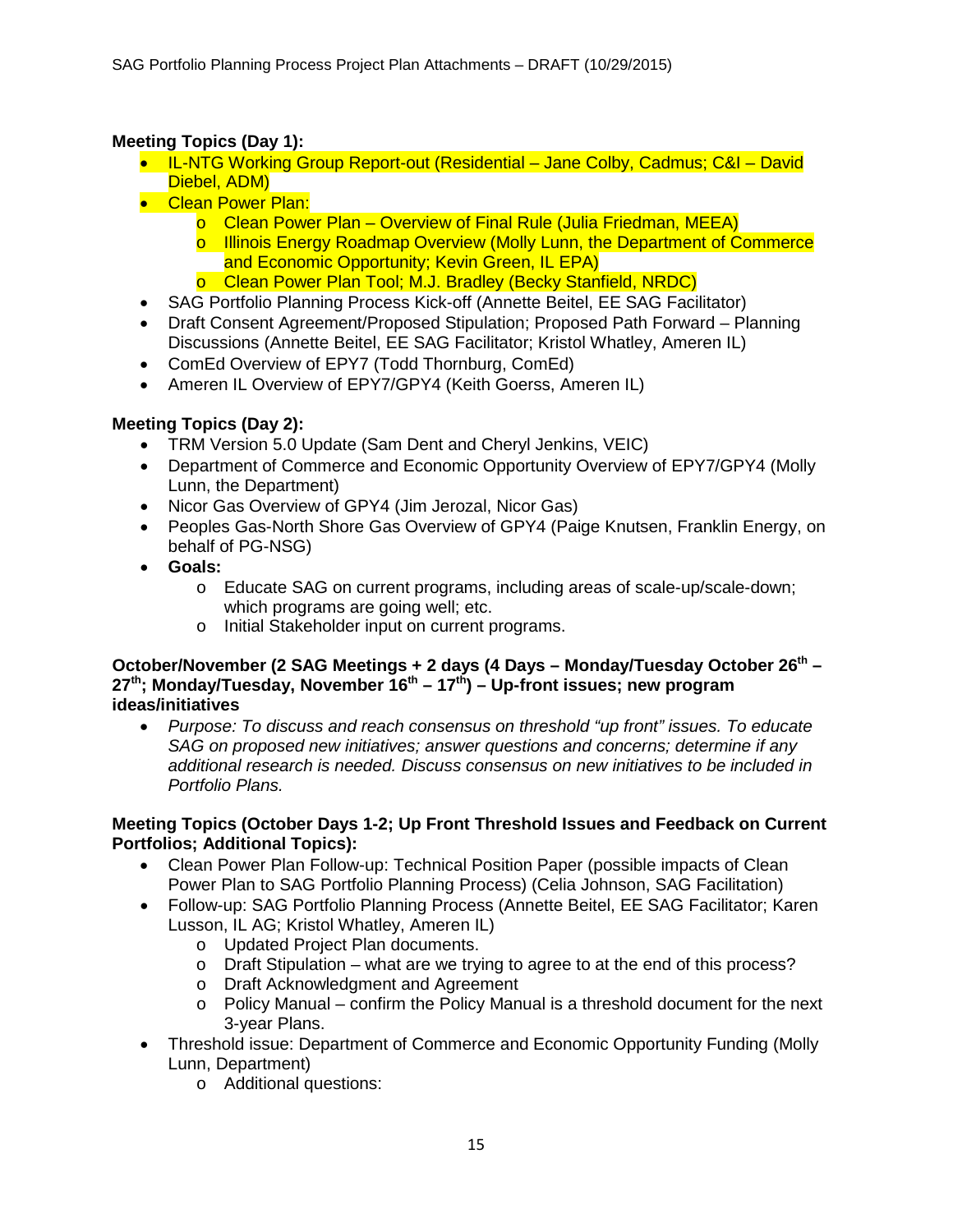**Meeting Topics (Day 1):**

- IL-NTG Working Group Report-out (Residential – Jane Colby, Cadmus; C&I – David Diebel, ADM)
- Clean Power Plan:
  - Clean Power Plan – Overview of Final Rule (Julia Friedman, MEEA)
  - Illinois Energy Roadmap Overview (Molly Lunn, the Department of Commerce and Economic Opportunity; Kevin Green, IL EPA)
  - Clean Power Plan Tool; M.J. Bradley (Becky Stanfield, NRDC)
- SAG Portfolio Planning Process Kick-off (Annette Beitel, EE SAG Facilitator)
- Draft Consent Agreement/Proposed Stipulation; Proposed Path Forward – Planning Discussions (Annette Beitel, EE SAG Facilitator; Kristol Whatley, Ameren IL)
- ComEd Overview of EPY7 (Todd Thornburg, ComEd)
- Ameren IL Overview of EPY7/GPY4 (Keith Goerss, Ameren IL)

**Meeting Topics (Day 2):**

- TRM Version 5.0 Update (Sam Dent and Cheryl Jenkins, VEIC)
- Department of Commerce and Economic Opportunity Overview of EPY7/GPY4 (Molly Lunn, the Department)
- Nicor Gas Overview of GPY4 (Jim Jerozal, Nicor Gas)
- Peoples Gas-North Shore Gas Overview of GPY4 (Paige Knutsen, Franklin Energy, on behalf of PG-NSG)
- **Goals:**
  - Educate SAG on current programs, including areas of scale-up/scale-down; which programs are going well; etc.
  - Initial Stakeholder input on current programs.

**October/November (2 SAG Meetings + 2 days (4 Days – Monday/Tuesday October 26th – 27th; Monday/Tuesday, November 16th – 17th) – Up-front issues; new program ideas/initiatives**

- *Purpose: To discuss and reach consensus on threshold "up front" issues. To educate SAG on proposed new initiatives; answer questions and concerns; determine if any additional research is needed. Discuss consensus on new initiatives to be included in Portfolio Plans.*

**Meeting Topics (October Days 1-2; Up Front Threshold Issues and Feedback on Current Portfolios; Additional Topics):**

- Clean Power Plan Follow-up: Technical Position Paper (possible impacts of Clean Power Plan to SAG Portfolio Planning Process) (Celia Johnson, SAG Facilitation)
- Follow-up: SAG Portfolio Planning Process (Annette Beitel, EE SAG Facilitator; Karen Lusson, IL AG; Kristol Whatley, Ameren IL)
  - Updated Project Plan documents.
  - Draft Stipulation – what are we trying to agree to at the end of this process?
  - Draft Acknowledgment and Agreement
  - Policy Manual – confirm the Policy Manual is a threshold document for the next 3-year Plans.
- Threshold issue: Department of Commerce and Economic Opportunity Funding (Molly Lunn, Department)
  - Additional questions: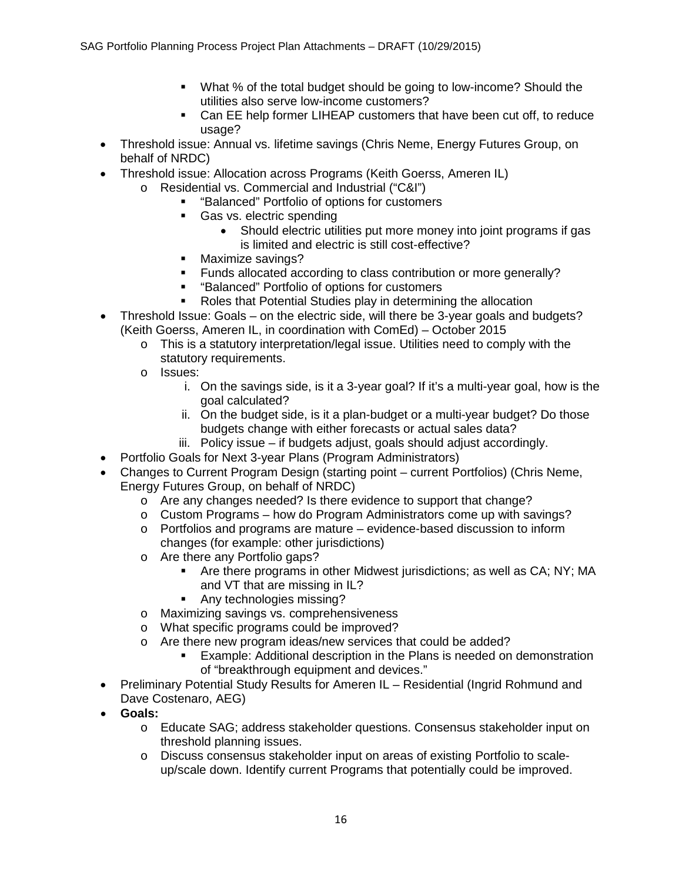- What % of the total budget should be going to low-income? Should the utilities also serve low-income customers?
    - Can EE help former LIHEAP customers that have been cut off, to reduce usage?
- Threshold issue: Annual vs. lifetime savings (Chris Neme, Energy Futures Group, on behalf of NRDC)
- Threshold issue: Allocation across Programs (Keith Goerss, Ameren IL)
  - Residential vs. Commercial and Industrial ("C&I")
    - "Balanced" Portfolio of options for customers
    - Gas vs. electric spending
      - Should electric utilities put more money into joint programs if gas is limited and electric is still cost-effective?
    - Maximize savings?
    - Funds allocated according to class contribution or more generally?
    - "Balanced" Portfolio of options for customers
    - Roles that Potential Studies play in determining the allocation
- Threshold Issue: Goals – on the electric side, will there be 3-year goals and budgets? (Keith Goerss, Ameren IL, in coordination with ComEd) – October 2015
  - This is a statutory interpretation/legal issue. Utilities need to comply with the statutory requirements.
  - Issues:
    1. On the savings side, is it a 3-year goal? If it's a multi-year goal, how is the goal calculated?
    2. On the budget side, is it a plan-budget or a multi-year budget? Do those budgets change with either forecasts or actual sales data?
    3. Policy issue – if budgets adjust, goals should adjust accordingly.
- Portfolio Goals for Next 3-year Plans (Program Administrators)
- Changes to Current Program Design (starting point – current Portfolios) (Chris Neme, Energy Futures Group, on behalf of NRDC)
  - Are any changes needed? Is there evidence to support that change?
  - Custom Programs – how do Program Administrators come up with savings?
  - Portfolios and programs are mature – evidence-based discussion to inform changes (for example: other jurisdictions)
  - Are there any Portfolio gaps?
    - Are there programs in other Midwest jurisdictions; as well as CA; NY; MA and VT that are missing in IL?
    - Any technologies missing?
  - Maximizing savings vs. comprehensiveness
  - What specific programs could be improved?
  - Are there new program ideas/new services that could be added?
    - Example: Additional description in the Plans is needed on demonstration of "breakthrough equipment and devices."
- Preliminary Potential Study Results for Ameren IL – Residential (Ingrid Rohmund and Dave Costenaro, AEG)
- **Goals:**
  - Educate SAG; address stakeholder questions. Consensus stakeholder input on threshold planning issues.
  - Discuss consensus stakeholder input on areas of existing Portfolio to scale-up/scale down. Identify current Programs that potentially could be improved.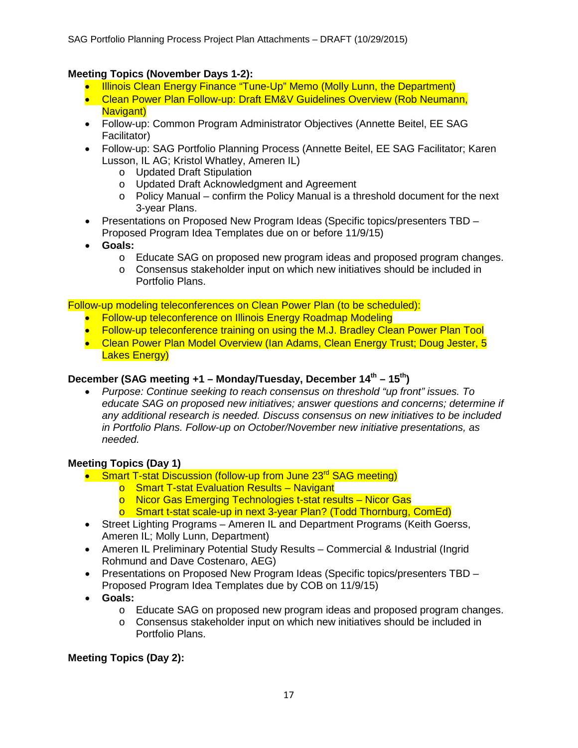**Meeting Topics (November Days 1-2):**

- Illinois Clean Energy Finance "Tune-Up" Memo (Molly Lunn, the Department)
- Clean Power Plan Follow-up: Draft EM&V Guidelines Overview (Rob Neumann, Navigant)
- Follow-up: Common Program Administrator Objectives (Annette Beitel, EE SAG Facilitator)
- Follow-up: SAG Portfolio Planning Process (Annette Beitel, EE SAG Facilitator; Karen Lusson, IL AG; Kristol Whatley, Ameren IL)
  - Updated Draft Stipulation
  - Updated Draft Acknowledgment and Agreement
  - Policy Manual – confirm the Policy Manual is a threshold document for the next 3-year Plans.
- Presentations on Proposed New Program Ideas (Specific topics/presenters TBD – Proposed Program Idea Templates due on or before 11/9/15)
- **Goals:**
  - Educate SAG on proposed new program ideas and proposed program changes.
  - Consensus stakeholder input on which new initiatives should be included in Portfolio Plans.

Follow-up modeling teleconferences on Clean Power Plan (to be scheduled):

- Follow-up teleconference on Illinois Energy Roadmap Modeling
- Follow-up teleconference training on using the M.J. Bradley Clean Power Plan Tool
- Clean Power Plan Model Overview (Ian Adams, Clean Energy Trust; Doug Jester, 5 Lakes Energy)

**December (SAG meeting +1 – Monday/Tuesday, December 14th – 15th)**

- *Purpose: Continue seeking to reach consensus on threshold "up front" issues. To educate SAG on proposed new initiatives; answer questions and concerns; determine if any additional research is needed. Discuss consensus on new initiatives to be included in Portfolio Plans. Follow-up on October/November new initiative presentations, as needed.*

**Meeting Topics (Day 1)**

- Smart T-stat Discussion (follow-up from June 23rd SAG meeting)
  - Smart T-stat Evaluation Results – Navigant
  - Nicor Gas Emerging Technologies t-stat results – Nicor Gas
  - Smart t-stat scale-up in next 3-year Plan? (Todd Thornburg, ComEd)
- Street Lighting Programs – Ameren IL and Department Programs (Keith Goerss, Ameren IL; Molly Lunn, Department)
- Ameren IL Preliminary Potential Study Results – Commercial & Industrial (Ingrid Rohmund and Dave Costenaro, AEG)
- Presentations on Proposed New Program Ideas (Specific topics/presenters TBD – Proposed Program Idea Templates due by COB on 11/9/15)
- **Goals:**
  - Educate SAG on proposed new program ideas and proposed program changes.
  - Consensus stakeholder input on which new initiatives should be included in Portfolio Plans.

**Meeting Topics (Day 2):**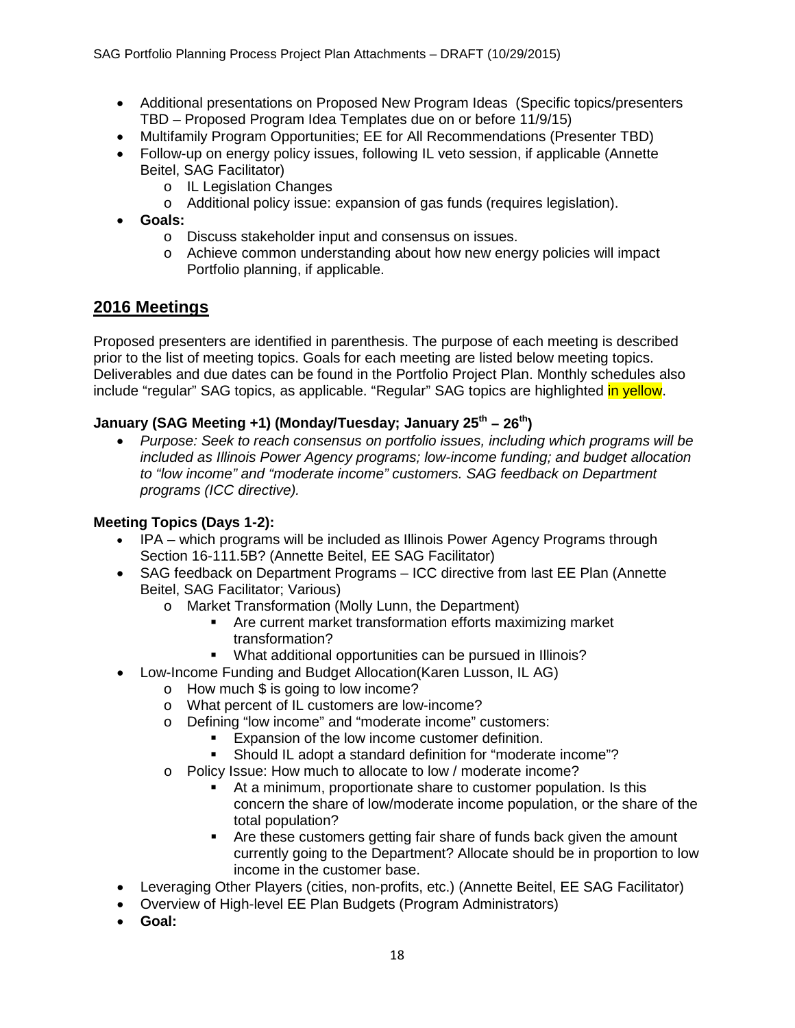- Additional presentations on Proposed New Program Ideas (Specific topics/presenters TBD – Proposed Program Idea Templates due on or before 11/9/15)
- Multifamily Program Opportunities; EE for All Recommendations (Presenter TBD)
- Follow-up on energy policy issues, following IL veto session, if applicable (Annette Beitel, SAG Facilitator)
  - IL Legislation Changes
  - Additional policy issue: expansion of gas funds (requires legislation).
- **Goals:**
  - Discuss stakeholder input and consensus on issues.
  - Achieve common understanding about how new energy policies will impact Portfolio planning, if applicable.

## 2016 Meetings

Proposed presenters are identified in parenthesis. The purpose of each meeting is described prior to the list of meeting topics. Goals for each meeting are listed below meeting topics. Deliverables and due dates can be found in the Portfolio Project Plan. Monthly schedules also include "regular" SAG topics, as applicable. "Regular" SAG topics are highlighted in yellow.

### January (SAG Meeting +1) (Monday/Tuesday; January 25th – 26th)

- *Purpose: Seek to reach consensus on portfolio issues, including which programs will be included as Illinois Power Agency programs; low-income funding; and budget allocation to "low income" and "moderate income" customers. SAG feedback on Department programs (ICC directive).*

**Meeting Topics (Days 1-2):**

- IPA – which programs will be included as Illinois Power Agency Programs through Section 16-111.5B? (Annette Beitel, EE SAG Facilitator)
- SAG feedback on Department Programs – ICC directive from last EE Plan (Annette Beitel, SAG Facilitator; Various)
  - Market Transformation (Molly Lunn, the Department)
    - Are current market transformation efforts maximizing market transformation?
    - What additional opportunities can be pursued in Illinois?
- Low-Income Funding and Budget Allocation(Karen Lusson, IL AG)
  - How much $ is going to low income?
  - What percent of IL customers are low-income?
  - Defining "low income" and "moderate income" customers:
    - Expansion of the low income customer definition.
    - Should IL adopt a standard definition for "moderate income"?
  - Policy Issue: How much to allocate to low / moderate income?
    - At a minimum, proportionate share to customer population. Is this concern the share of low/moderate income population, or the share of the total population?
    - Are these customers getting fair share of funds back given the amount currently going to the Department? Allocate should be in proportion to low income in the customer base.
- Leveraging Other Players (cities, non-profits, etc.) (Annette Beitel, EE SAG Facilitator)
- Overview of High-level EE Plan Budgets (Program Administrators)
- **Goal:**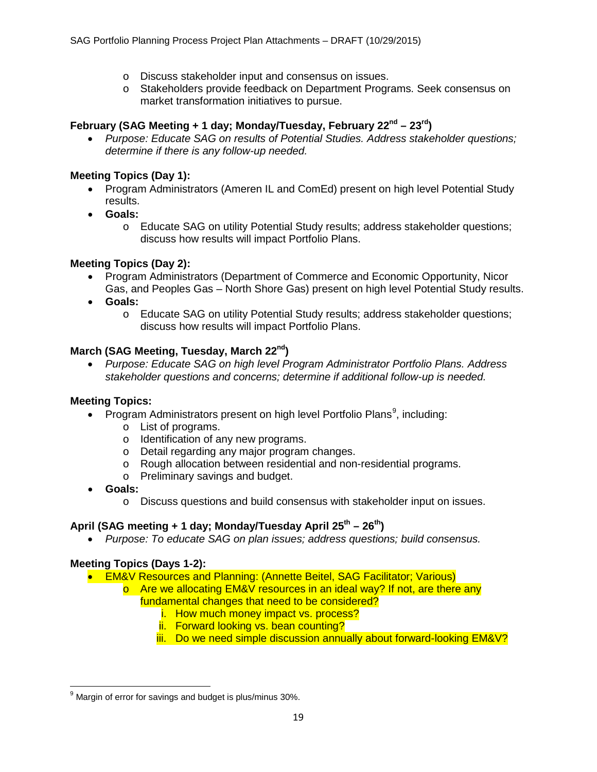- Discuss stakeholder input and consensus on issues.
- Stakeholders provide feedback on Department Programs. Seek consensus on market transformation initiatives to pursue.

**February (SAG Meeting + 1 day; Monday/Tuesday, February 22nd – 23rd)**

- *Purpose: Educate SAG on results of Potential Studies. Address stakeholder questions; determine if there is any follow-up needed.*

**Meeting Topics (Day 1):**

- Program Administrators (Ameren IL and ComEd) present on high level Potential Study results.
- **Goals:**
  - Educate SAG on utility Potential Study results; address stakeholder questions; discuss how results will impact Portfolio Plans.

**Meeting Topics (Day 2):**

- Program Administrators (Department of Commerce and Economic Opportunity, Nicor Gas, and Peoples Gas – North Shore Gas) present on high level Potential Study results.
- **Goals:**
  - Educate SAG on utility Potential Study results; address stakeholder questions; discuss how results will impact Portfolio Plans.

**March (SAG Meeting, Tuesday, March 22nd)**

- *Purpose: Educate SAG on high level Program Administrator Portfolio Plans. Address stakeholder questions and concerns; determine if additional follow-up is needed.*

**Meeting Topics:**

- Program Administrators present on high level Portfolio Plans[9], including:
  - List of programs.
  - Identification of any new programs.
  - Detail regarding any major program changes.
  - Rough allocation between residential and non-residential programs.
  - Preliminary savings and budget.
- **Goals:**
  - Discuss questions and build consensus with stakeholder input on issues.

**April (SAG meeting + 1 day; Monday/Tuesday April 25th – 26th)**

- *Purpose: To educate SAG on plan issues; address questions; build consensus.*

**Meeting Topics (Days 1-2):**

- EM&V Resources and Planning: (Annette Beitel, SAG Facilitator; Various)
  - Are we allocating EM&V resources in an ideal way? If not, are there any fundamental changes that need to be considered?
    i. How much money impact vs. process?
    ii. Forward looking vs. bean counting?
    iii. Do we need simple discussion annually about forward-looking EM&V?

---

[9] Margin of error for savings and budget is plus/minus 30%.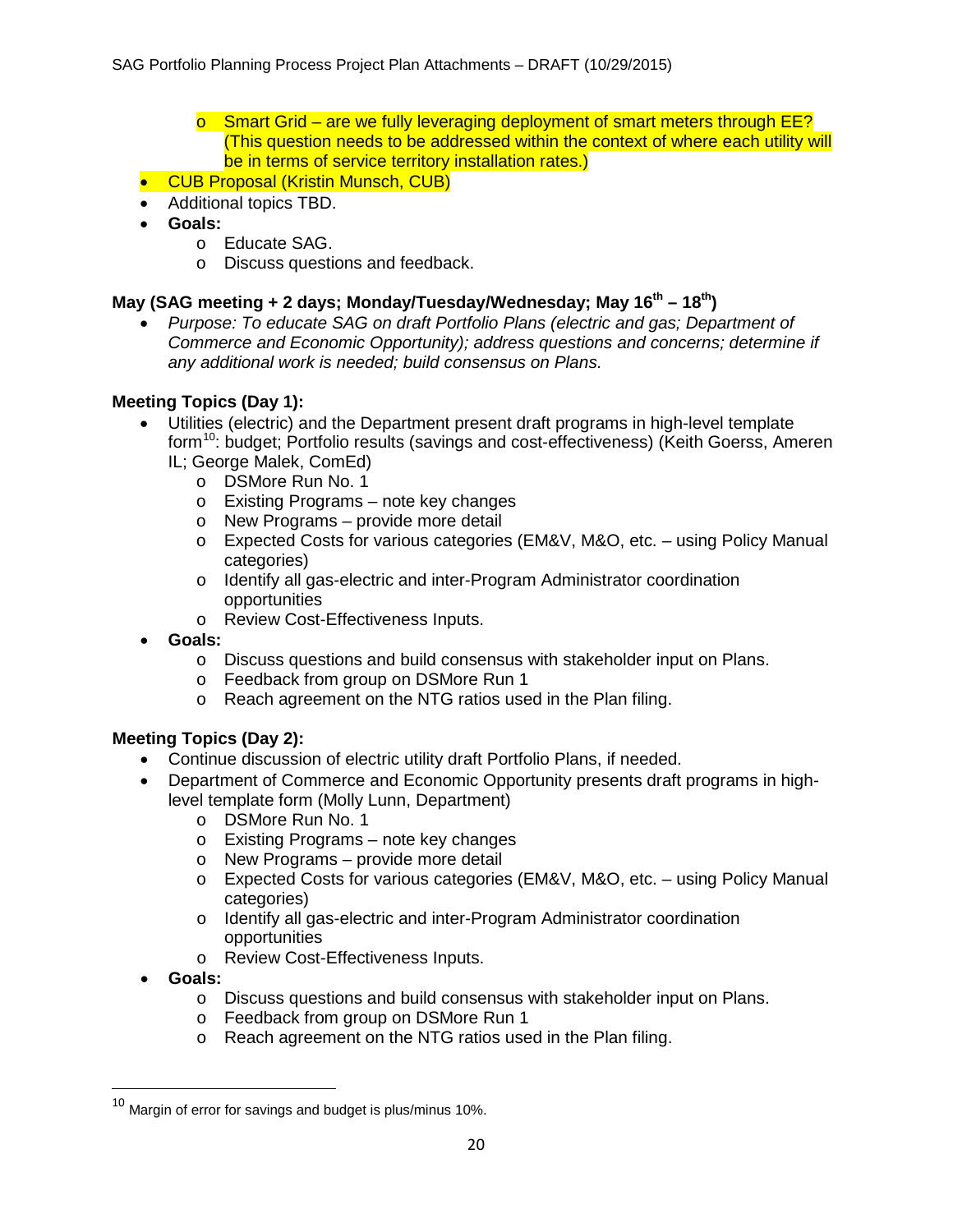- Smart Grid – are we fully leveraging deployment of smart meters through EE? (This question needs to be addressed within the context of where each utility will be in terms of service territory installation rates.)

- CUB Proposal (Kristin Munsch, CUB)
- Additional topics TBD.
- **Goals:**
    - Educate SAG.
    - Discuss questions and feedback.

**May (SAG meeting + 2 days; Monday/Tuesday/Wednesday; May 16th – 18th)**

- *Purpose: To educate SAG on draft Portfolio Plans (electric and gas; Department of Commerce and Economic Opportunity); address questions and concerns; determine if any additional work is needed; build consensus on Plans.*

**Meeting Topics (Day 1):**

- Utilities (electric) and the Department present draft programs in high-level template form[10]: budget; Portfolio results (savings and cost-effectiveness) (Keith Goerss, Ameren IL; George Malek, ComEd)
    - DSMore Run No. 1
    - Existing Programs – note key changes
    - New Programs – provide more detail
    - Expected Costs for various categories (EM&V, M&O, etc. – using Policy Manual categories)
    - Identify all gas-electric and inter-Program Administrator coordination opportunities
    - Review Cost-Effectiveness Inputs.
- **Goals:**
    - Discuss questions and build consensus with stakeholder input on Plans.
    - Feedback from group on DSMore Run 1
    - Reach agreement on the NTG ratios used in the Plan filing.

**Meeting Topics (Day 2):**

- Continue discussion of electric utility draft Portfolio Plans, if needed.
- Department of Commerce and Economic Opportunity presents draft programs in high-level template form (Molly Lunn, Department)
    - DSMore Run No. 1
    - Existing Programs – note key changes
    - New Programs – provide more detail
    - Expected Costs for various categories (EM&V, M&O, etc. – using Policy Manual categories)
    - Identify all gas-electric and inter-Program Administrator coordination opportunities
    - Review Cost-Effectiveness Inputs.
- **Goals:**
    - Discuss questions and build consensus with stakeholder input on Plans.
    - Feedback from group on DSMore Run 1
    - Reach agreement on the NTG ratios used in the Plan filing.

---

[10] Margin of error for savings and budget is plus/minus 10%.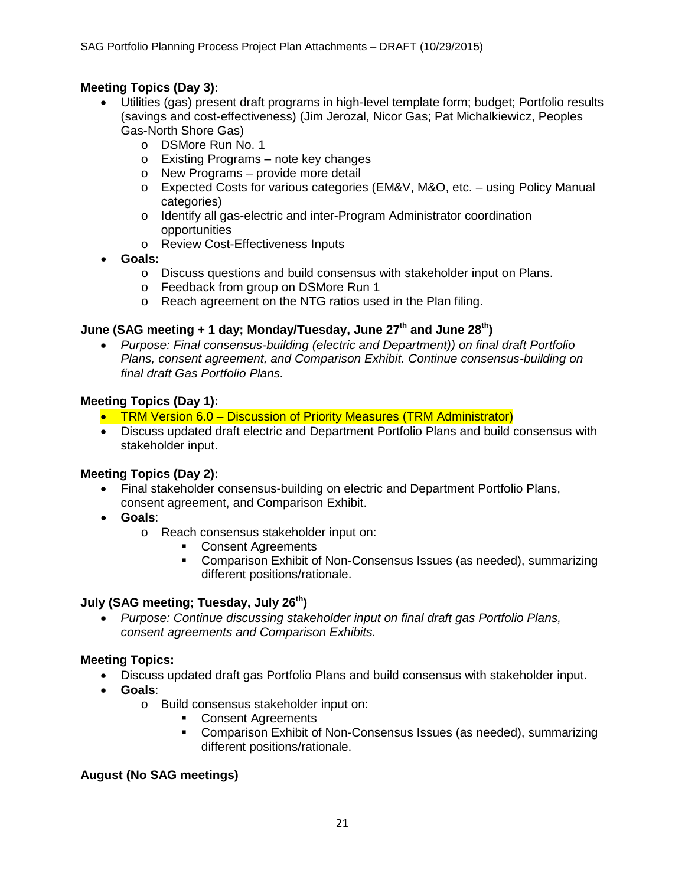**Meeting Topics (Day 3):**

- Utilities (gas) present draft programs in high-level template form; budget; Portfolio results (savings and cost-effectiveness) (Jim Jerozal, Nicor Gas; Pat Michalkiewicz, Peoples Gas-North Shore Gas)
    - DSMore Run No. 1
    - Existing Programs – note key changes
    - New Programs – provide more detail
    - Expected Costs for various categories (EM&V, M&O, etc. – using Policy Manual categories)
    - Identify all gas-electric and inter-Program Administrator coordination opportunities
    - Review Cost-Effectiveness Inputs
- **Goals:**
    - Discuss questions and build consensus with stakeholder input on Plans.
    - Feedback from group on DSMore Run 1
    - Reach agreement on the NTG ratios used in the Plan filing.

**June (SAG meeting + 1 day; Monday/Tuesday, June 27th and June 28th)**

- *Purpose: Final consensus-building (electric and Department)) on final draft Portfolio Plans, consent agreement, and Comparison Exhibit. Continue consensus-building on final draft Gas Portfolio Plans.*

**Meeting Topics (Day 1):**

- TRM Version 6.0 – Discussion of Priority Measures (TRM Administrator)
- Discuss updated draft electric and Department Portfolio Plans and build consensus with stakeholder input.

**Meeting Topics (Day 2):**

- Final stakeholder consensus-building on electric and Department Portfolio Plans, consent agreement, and Comparison Exhibit.
- **Goals**:
    - Reach consensus stakeholder input on:
        - Consent Agreements
        - Comparison Exhibit of Non-Consensus Issues (as needed), summarizing different positions/rationale.

**July (SAG meeting; Tuesday, July 26th)**

- *Purpose: Continue discussing stakeholder input on final draft gas Portfolio Plans, consent agreements and Comparison Exhibits.*

**Meeting Topics:**

- Discuss updated draft gas Portfolio Plans and build consensus with stakeholder input.
- **Goals**:
    - Build consensus stakeholder input on:
        - Consent Agreements
        - Comparison Exhibit of Non-Consensus Issues (as needed), summarizing different positions/rationale.

**August (No SAG meetings)**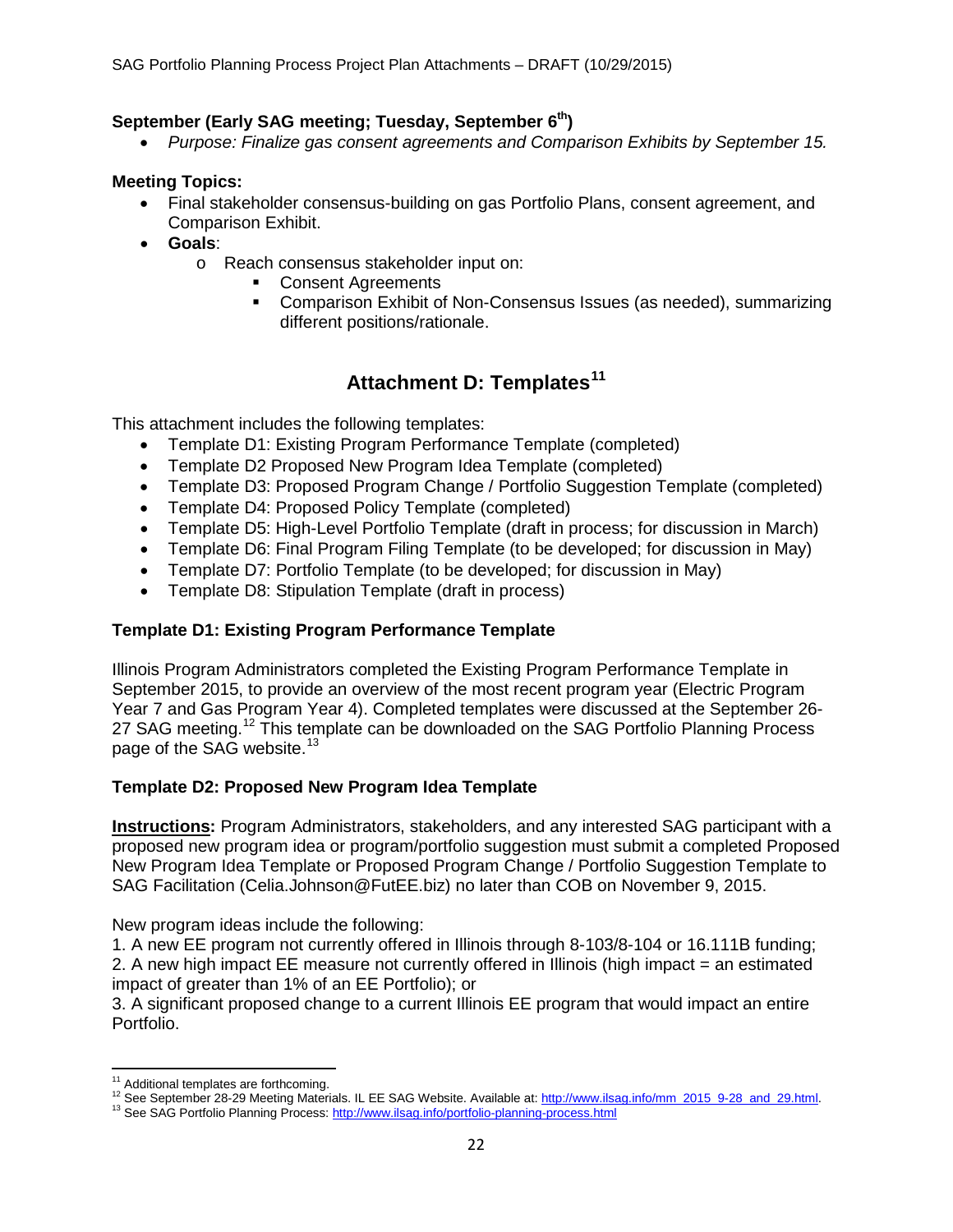**September (Early SAG meeting; Tuesday, September 6th)**

- *Purpose: Finalize gas consent agreements and Comparison Exhibits by September 15.*

**Meeting Topics:**

- Final stakeholder consensus-building on gas Portfolio Plans, consent agreement, and Comparison Exhibit.
- **Goals**:
  - Reach consensus stakeholder input on:
    - Consent Agreements
    - Comparison Exhibit of Non-Consensus Issues (as needed), summarizing different positions/rationale.

## Attachment D: Templates[11]

This attachment includes the following templates:

- Template D1: Existing Program Performance Template (completed)
- Template D2 Proposed New Program Idea Template (completed)
- Template D3: Proposed Program Change / Portfolio Suggestion Template (completed)
- Template D4: Proposed Policy Template (completed)
- Template D5: High-Level Portfolio Template (draft in process; for discussion in March)
- Template D6: Final Program Filing Template (to be developed; for discussion in May)
- Template D7: Portfolio Template (to be developed; for discussion in May)
- Template D8: Stipulation Template (draft in process)

### Template D1: Existing Program Performance Template

Illinois Program Administrators completed the Existing Program Performance Template in September 2015, to provide an overview of the most recent program year (Electric Program Year 7 and Gas Program Year 4). Completed templates were discussed at the September 26-27 SAG meeting.[12] This template can be downloaded on the SAG Portfolio Planning Process page of the SAG website.[13]

### Template D2: Proposed New Program Idea Template

**Instructions:** Program Administrators, stakeholders, and any interested SAG participant with a proposed new program idea or program/portfolio suggestion must submit a completed Proposed New Program Idea Template or Proposed Program Change / Portfolio Suggestion Template to SAG Facilitation (Celia.Johnson@FutEE.biz) no later than COB on November 9, 2015.

New program ideas include the following:

1. A new EE program not currently offered in Illinois through 8-103/8-104 or 16.111B funding;
2. A new high impact EE measure not currently offered in Illinois (high impact = an estimated impact of greater than 1% of an EE Portfolio); or
3. A significant proposed change to a current Illinois EE program that would impact an entire Portfolio.

---

[11] Additional templates are forthcoming.

[12] See September 28-29 Meeting Materials. IL EE SAG Website. Available at: http://www.ilsag.info/mm_2015_9-28_and_29.html.

[13] See SAG Portfolio Planning Process: http://www.ilsag.info/portfolio-planning-process.html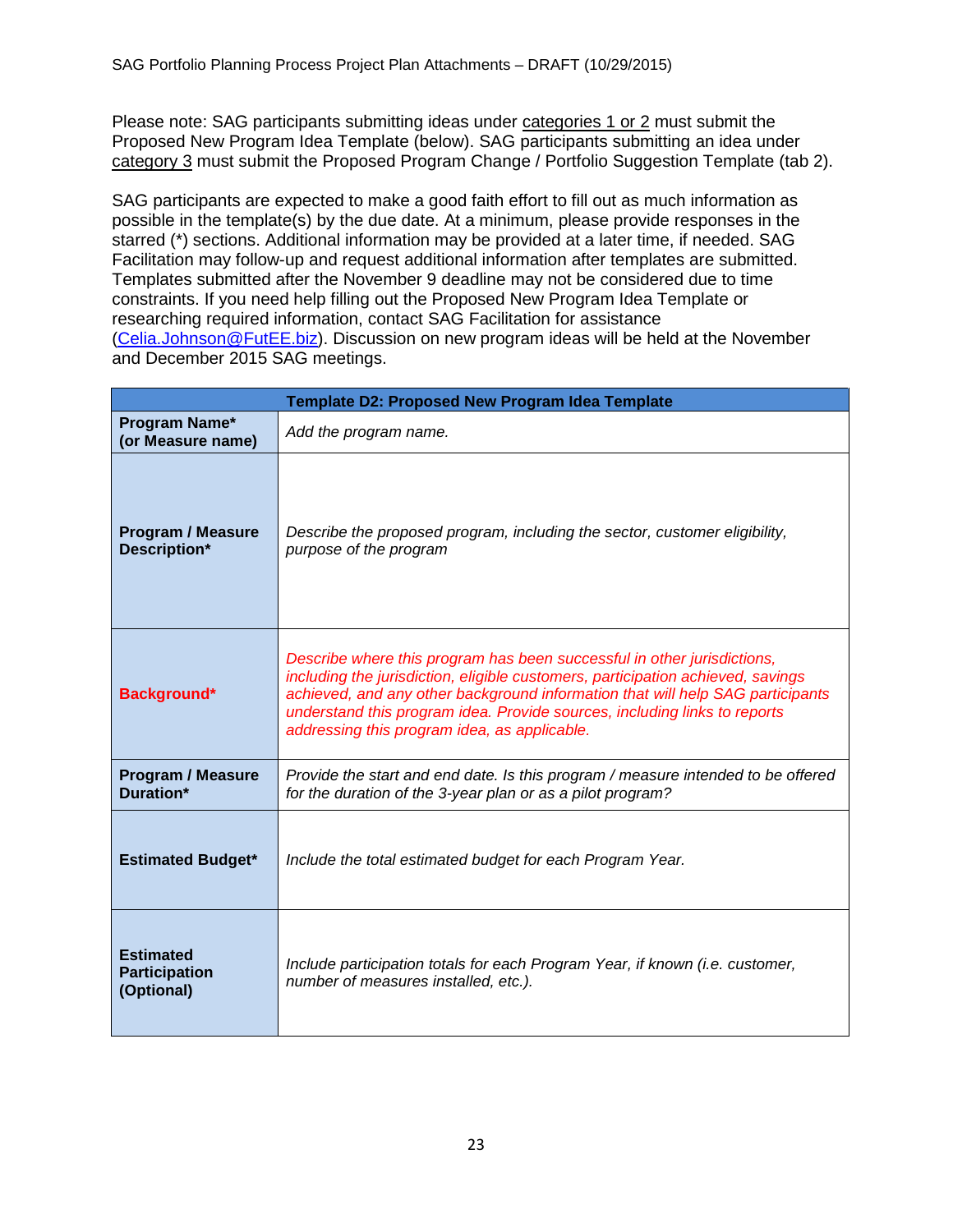Please note: SAG participants submitting ideas under categories 1 or 2 must submit the Proposed New Program Idea Template (below). SAG participants submitting an idea under category 3 must submit the Proposed Program Change / Portfolio Suggestion Template (tab 2).

SAG participants are expected to make a good faith effort to fill out as much information as possible in the template(s) by the due date. At a minimum, please provide responses in the starred (*) sections. Additional information may be provided at a later time, if needed. SAG Facilitation may follow-up and request additional information after templates are submitted. Templates submitted after the November 9 deadline may not be considered due to time constraints. If you need help filling out the Proposed New Program Idea Template or researching required information, contact SAG Facilitation for assistance (Celia.Johnson@FutEE.biz). Discussion on new program ideas will be held at the November and December 2015 SAG meetings.

| **Template D2: Proposed New Program Idea Template** | |
|---|---|
| **Program Name* (or Measure name)** | *Add the program name.* |
| **Program / Measure Description*** | *Describe the proposed program, including the sector, customer eligibility, purpose of the program* |
| **Background*** | *Describe where this program has been successful in other jurisdictions, including the jurisdiction, eligible customers, participation achieved, savings achieved, and any other background information that will help SAG participants understand this program idea. Provide sources, including links to reports addressing this program idea, as applicable.* |
| **Program / Measure Duration*** | *Provide the start and end date. Is this program / measure intended to be offered for the duration of the 3-year plan or as a pilot program?* |
| **Estimated Budget*** | *Include the total estimated budget for each Program Year.* |
| **Estimated Participation (Optional)** | *Include participation totals for each Program Year, if known (i.e. customer, number of measures installed, etc.).* |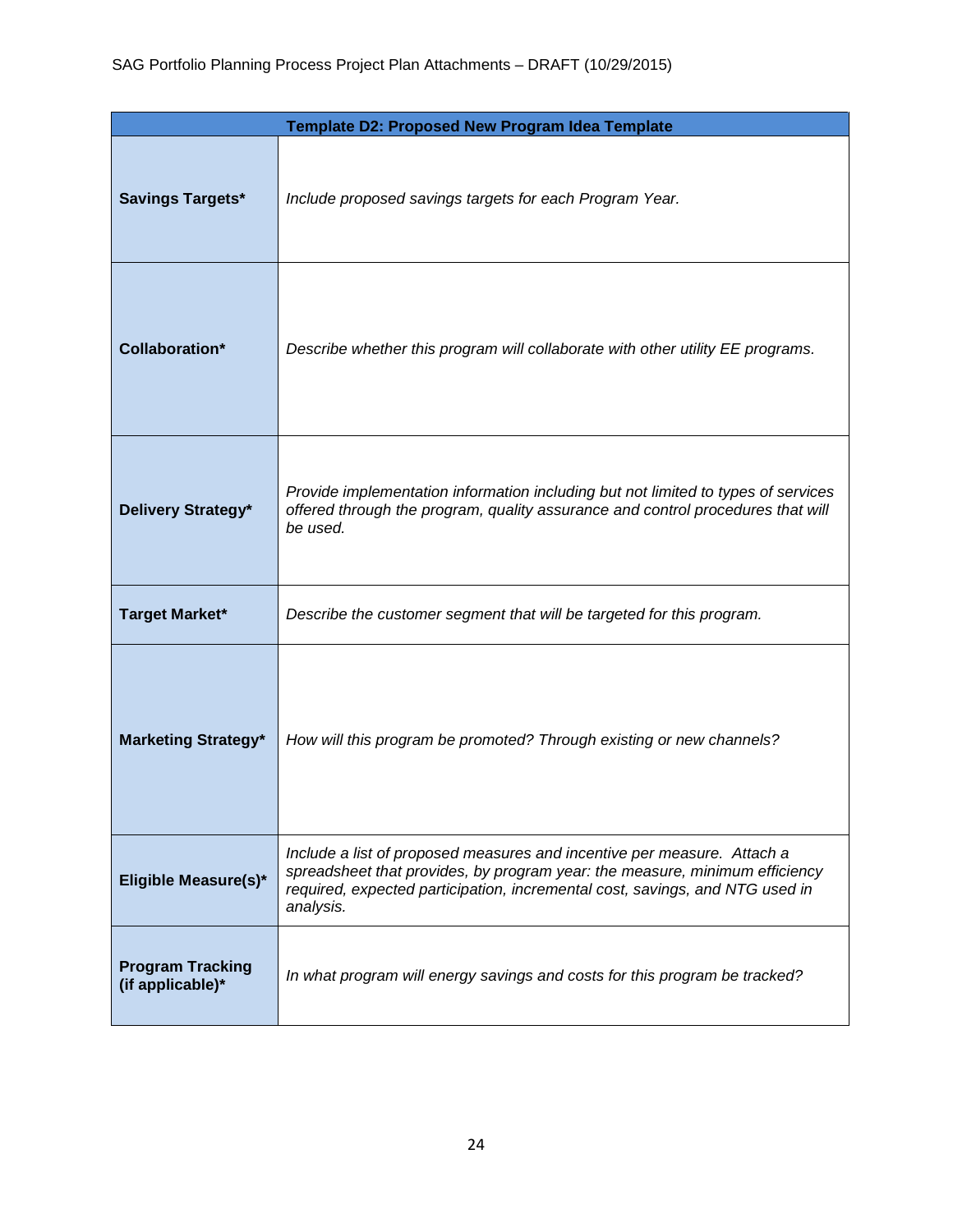| Template D2: Proposed New Program Idea Template | |
|---|---|
| **Savings Targets*** | *Include proposed savings targets for each Program Year.* |
| **Collaboration*** | *Describe whether this program will collaborate with other utility EE programs.* |
| **Delivery Strategy*** | *Provide implementation information including but not limited to types of services offered through the program, quality assurance and control procedures that will be used.* |
| **Target Market*** | *Describe the customer segment that will be targeted for this program.* |
| **Marketing Strategy*** | *How will this program be promoted? Through existing or new channels?* |
| **Eligible Measure(s)*** | *Include a list of proposed measures and incentive per measure. Attach a spreadsheet that provides, by program year: the measure, minimum efficiency required, expected participation, incremental cost, savings, and NTG used in analysis.* |
| **Program Tracking (if applicable)*** | *In what program will energy savings and costs for this program be tracked?* |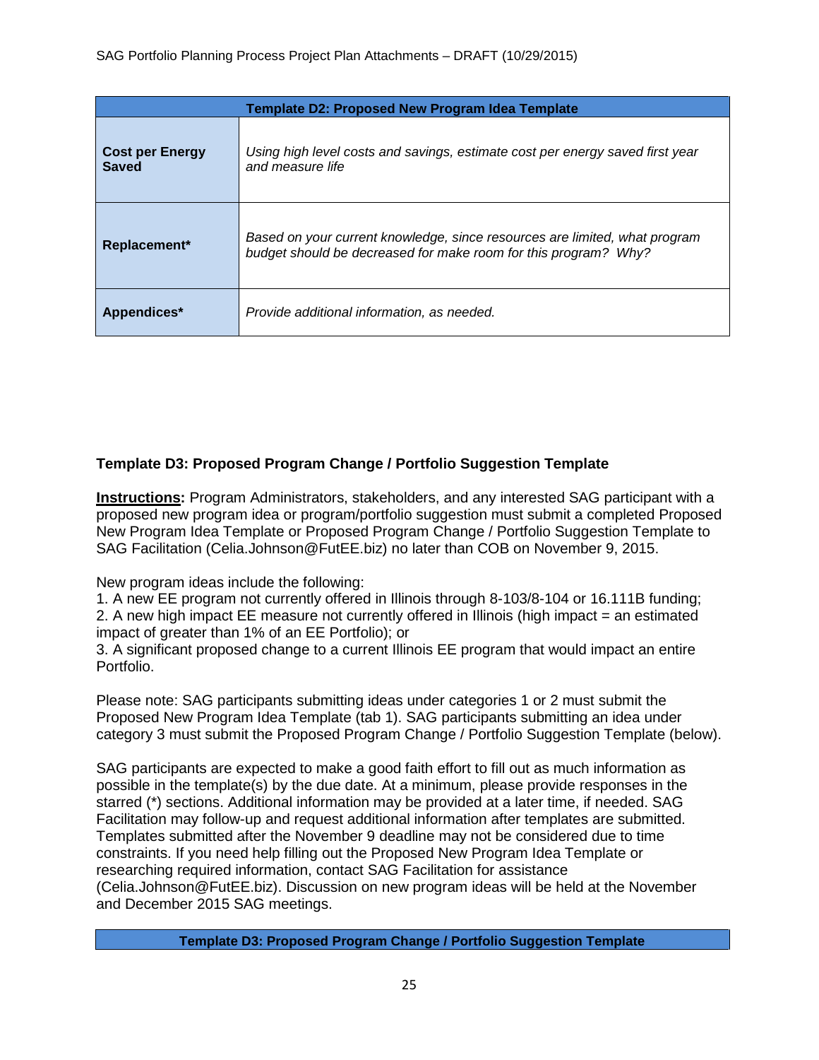| Template D2: Proposed New Program Idea Template | |
|---|---|
| **Cost per Energy Saved** | *Using high level costs and savings, estimate cost per energy saved first year and measure life* |
| **Replacement*** | *Based on your current knowledge, since resources are limited, what program budget should be decreased for make room for this program? Why?* |
| **Appendices*** | *Provide additional information, as needed.* |

### Template D3: Proposed Program Change / Portfolio Suggestion Template

**Instructions:** Program Administrators, stakeholders, and any interested SAG participant with a proposed new program idea or program/portfolio suggestion must submit a completed Proposed New Program Idea Template or Proposed Program Change / Portfolio Suggestion Template to SAG Facilitation (Celia.Johnson@FutEE.biz) no later than COB on November 9, 2015.

New program ideas include the following:

1. A new EE program not currently offered in Illinois through 8-103/8-104 or 16.111B funding;
2. A new high impact EE measure not currently offered in Illinois (high impact = an estimated impact of greater than 1% of an EE Portfolio); or
3. A significant proposed change to a current Illinois EE program that would impact an entire Portfolio.

Please note: SAG participants submitting ideas under categories 1 or 2 must submit the Proposed New Program Idea Template (tab 1). SAG participants submitting an idea under category 3 must submit the Proposed Program Change / Portfolio Suggestion Template (below).

SAG participants are expected to make a good faith effort to fill out as much information as possible in the template(s) by the due date. At a minimum, please provide responses in the starred (*) sections. Additional information may be provided at a later time, if needed. SAG Facilitation may follow-up and request additional information after templates are submitted. Templates submitted after the November 9 deadline may not be considered due to time constraints. If you need help filling out the Proposed New Program Idea Template or researching required information, contact SAG Facilitation for assistance (Celia.Johnson@FutEE.biz). Discussion on new program ideas will be held at the November and December 2015 SAG meetings.

| Template D3: Proposed Program Change / Portfolio Suggestion Template |
|---|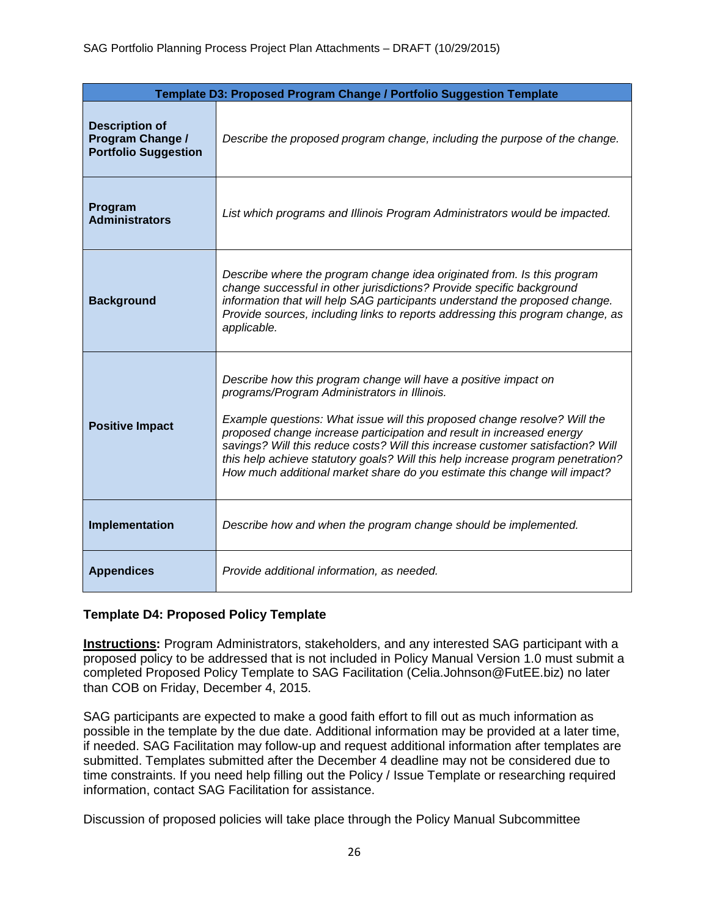| Template D3: Proposed Program Change / Portfolio Suggestion Template | |
|---|---|
| **Description of Program Change / Portfolio Suggestion** | *Describe the proposed program change, including the purpose of the change.* |
| **Program Administrators** | *List which programs and Illinois Program Administrators would be impacted.* |
| **Background** | *Describe where the program change idea originated from. Is this program change successful in other jurisdictions? Provide specific background information that will help SAG participants understand the proposed change. Provide sources, including links to reports addressing this program change, as applicable.* |
| **Positive Impact** | *Describe how this program change will have a positive impact on programs/Program Administrators in Illinois.*<br><br>*Example questions: What issue will this proposed change resolve? Will the proposed change increase participation and result in increased energy savings? Will this reduce costs? Will this increase customer satisfaction? Will this help achieve statutory goals? Will this help increase program penetration? How much additional market share do you estimate this change will impact?* |
| **Implementation** | *Describe how and when the program change should be implemented.* |
| **Appendices** | *Provide additional information, as needed.* |

### Template D4: Proposed Policy Template

**Instructions:** Program Administrators, stakeholders, and any interested SAG participant with a proposed policy to be addressed that is not included in Policy Manual Version 1.0 must submit a completed Proposed Policy Template to SAG Facilitation (Celia.Johnson@FutEE.biz) no later than COB on Friday, December 4, 2015.

SAG participants are expected to make a good faith effort to fill out as much information as possible in the template by the due date. Additional information may be provided at a later time, if needed. SAG Facilitation may follow-up and request additional information after templates are submitted. Templates submitted after the December 4 deadline may not be considered due to time constraints. If you need help filling out the Policy / Issue Template or researching required information, contact SAG Facilitation for assistance.

Discussion of proposed policies will take place through the Policy Manual Subcommittee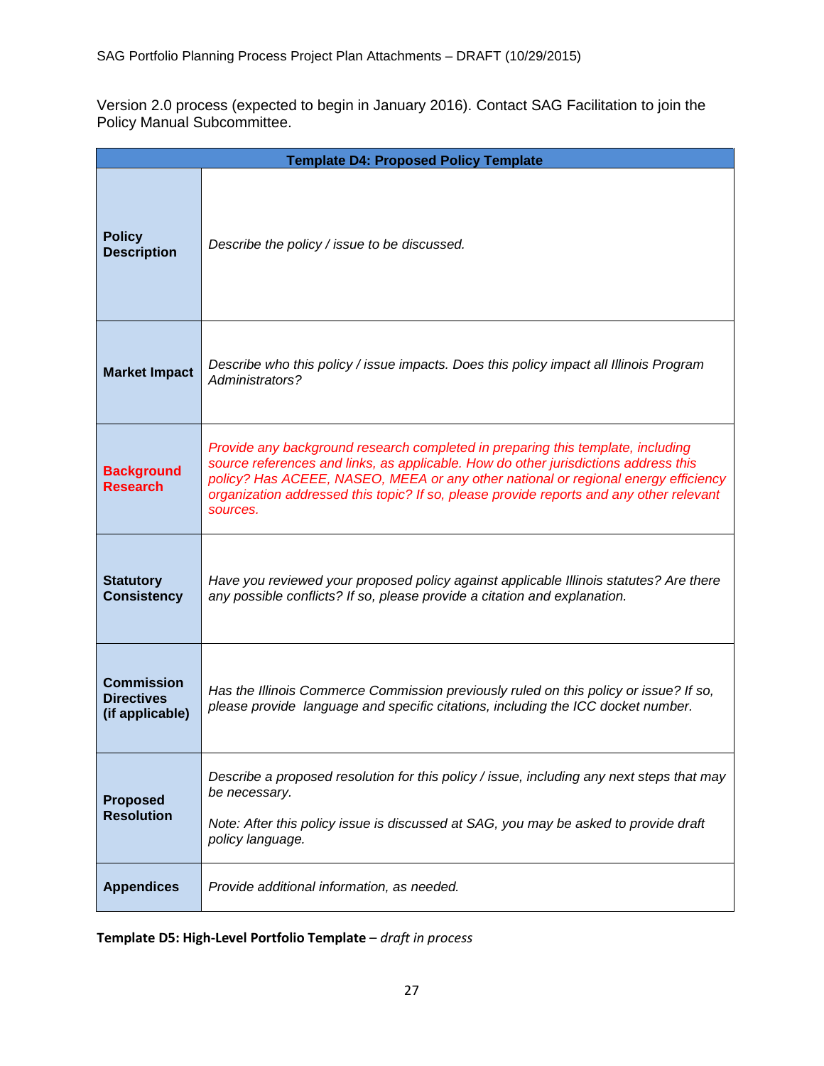Version 2.0 process (expected to begin in January 2016). Contact SAG Facilitation to join the Policy Manual Subcommittee.

| Template D4: Proposed Policy Template | |
|---|---|
| **Policy Description** | *Describe the policy / issue to be discussed.* |
| **Market Impact** | *Describe who this policy / issue impacts. Does this policy impact all Illinois Program Administrators?* |
| **Background Research** | *Provide any background research completed in preparing this template, including source references and links, as applicable. How do other jurisdictions address this policy? Has ACEEE, NASEO, MEEA or any other national or regional energy efficiency organization addressed this topic? If so, please provide reports and any other relevant sources.* |
| **Statutory Consistency** | *Have you reviewed your proposed policy against applicable Illinois statutes? Are there any possible conflicts? If so, please provide a citation and explanation.* |
| **Commission Directives (if applicable)** | *Has the Illinois Commerce Commission previously ruled on this policy or issue? If so, please provide language and specific citations, including the ICC docket number.* |
| **Proposed Resolution** | *Describe a proposed resolution for this policy / issue, including any next steps that may be necessary.*<br><br>*Note: After this policy issue is discussed at SAG, you may be asked to provide draft policy language.* |
| **Appendices** | *Provide additional information, as needed.* |

**Template D5: High-Level Portfolio Template** – *draft in process*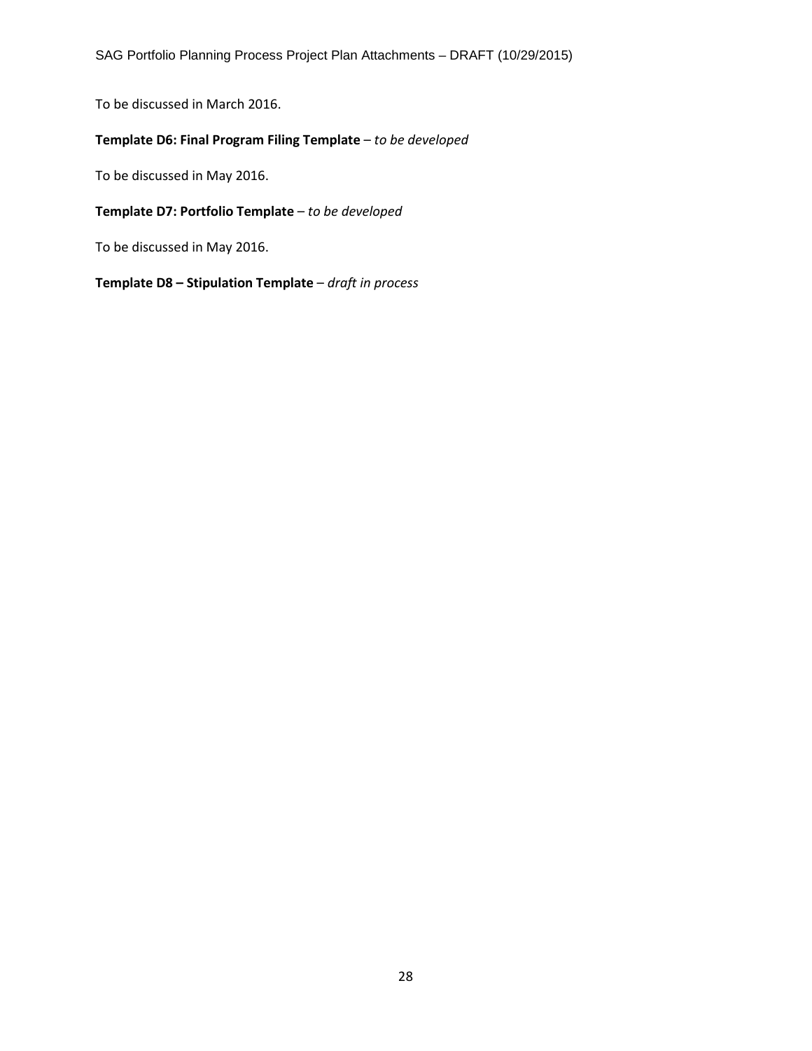To be discussed in March 2016.

**Template D6: Final Program Filing Template** – *to be developed*

To be discussed in May 2016.

**Template D7: Portfolio Template** – *to be developed*

To be discussed in May 2016.

**Template D8 – Stipulation Template** – *draft in process*